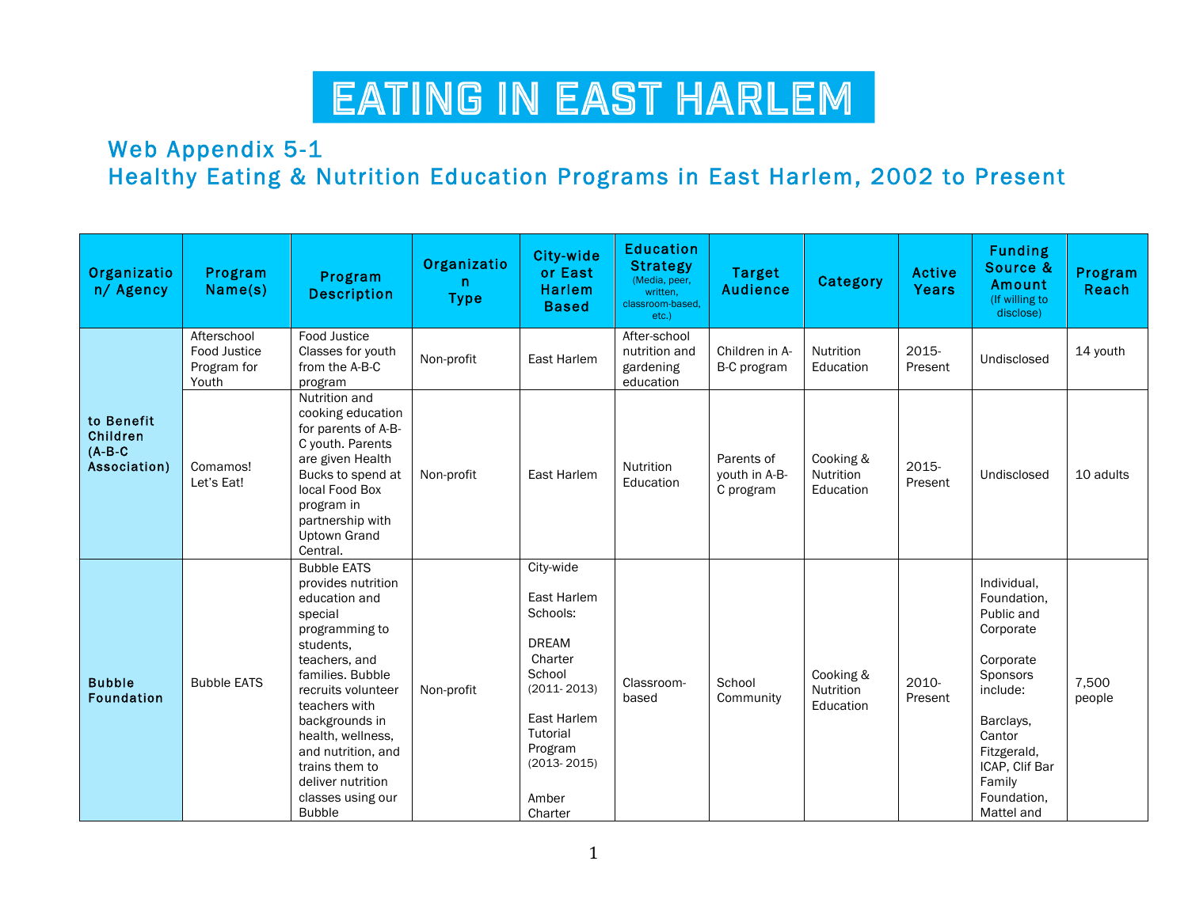# EATING IN EAST HARLEM

## Web Appendix 5-1
## Healthy Eating & Nutrition Education Programs in East Harlem, 2002 to Present

| Organization/ Agency | Program Name(s) | Program Description | Organization Type | City-wide or East Harlem Based | Education Strategy (Media, peer, written, classroom-based, etc.) | Target Audience | Category | Active Years | Funding Source & Amount (If willing to disclose) | Program Reach |
|---|---|---|---|---|---|---|---|---|---|---|
| to Benefit Children (A-B-C Association) | Afterschool Food Justice Program for Youth | Food Justice Classes for youth from the A-B-C program | Non-profit | East Harlem | After-school nutrition and gardening education | Children in A-B-C program | Nutrition Education | 2015-Present | Undisclosed | 14 youth |
| | Comamos! Let's Eat! | Nutrition and cooking education for parents of A-B-C youth. Parents are given Health Bucks to spend at local Food Box program in partnership with Uptown Grand Central. | Non-profit | East Harlem | Nutrition Education | Parents of youth in A-B-C program | Cooking & Nutrition Education | 2015-Present | Undisclosed | 10 adults |
| Bubble Foundation | Bubble EATS | Bubble EATS provides nutrition education and special programming to students, teachers, and families. Bubble recruits volunteer teachers with backgrounds in health, wellness, and nutrition, and trains them to deliver nutrition classes using our Bubble | Non-profit | City-wide<br><br>East Harlem Schools:<br><br>DREAM Charter School (2011- 2013)<br><br>East Harlem Tutorial Program (2013- 2015)<br><br>Amber Charter | Classroom-based | School Community | Cooking & Nutrition Education | 2010-Present | Individual, Foundation, Public and Corporate<br><br>Corporate Sponsors include:<br><br>Barclays, Cantor Fitzgerald, ICAP, Clif Bar Family Foundation, Mattel and | 7,500 people |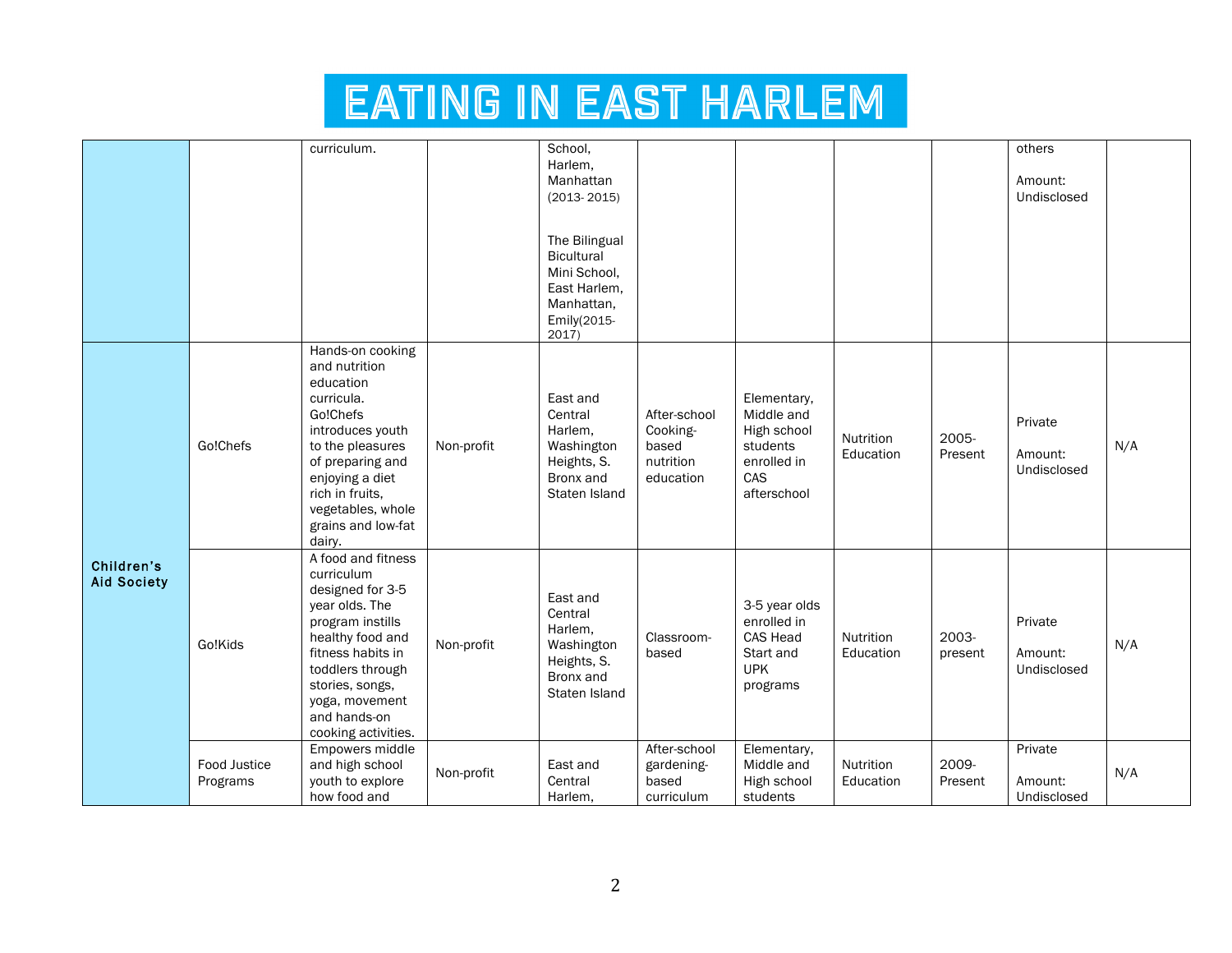# EATING IN EAST HARLEM

| | | | | | | | | | | |
|---|---|---|---|---|---|---|---|---|---|---|
| | | curriculum. | | School, Harlem, Manhattan (2013- 2015)<br><br>The Bilingual Bicultural Mini School, East Harlem, Manhattan, Emily(2015-2017) | | | | | others<br><br>Amount: Undisclosed | |
| **Children's Aid Society** | Go!Chefs | Hands-on cooking and nutrition education curricula. Go!Chefs introduces youth to the pleasures of preparing and enjoying a diet rich in fruits, vegetables, whole grains and low-fat dairy. | Non-profit | East and Central Harlem, Washington Heights, S. Bronx and Staten Island | After-school Cooking-based nutrition education | Elementary, Middle and High school students enrolled in CAS afterschool | Nutrition Education | 2005-Present | Private<br><br>Amount: Undisclosed | N/A |
| | Go!Kids | A food and fitness curriculum designed for 3-5 year olds. The program instills healthy food and fitness habits in toddlers through stories, songs, yoga, movement and hands-on cooking activities. | Non-profit | East and Central Harlem, Washington Heights, S. Bronx and Staten Island | Classroom-based | 3-5 year olds enrolled in CAS Head Start and UPK programs | Nutrition Education | 2003-present | Private<br><br>Amount: Undisclosed | N/A |
| | Food Justice Programs | Empowers middle and high school youth to explore how food and | Non-profit | East and Central Harlem, | After-school gardening-based curriculum | Elementary, Middle and High school students | Nutrition Education | 2009-Present | Private<br><br>Amount: Undisclosed | N/A |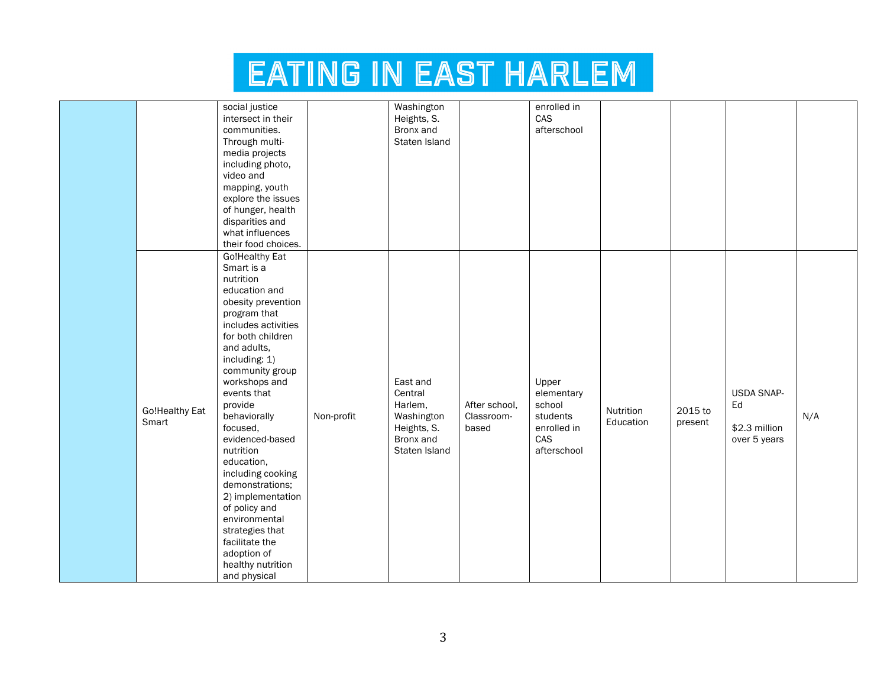# EATING IN EAST HARLEM

| | | | | | | | | | | |
|---|---|---|---|---|---|---|---|---|---|---|
| | | social justice intersect in their communities. Through multi-media projects including photo, video and mapping, youth explore the issues of hunger, health disparities and what influences their food choices. | | Washington Heights, S. Bronx and Staten Island | | enrolled in CAS afterschool | | | | |
| | Go!Healthy Eat Smart | Go!Healthy Eat Smart is a nutrition education and obesity prevention program that includes activities for both children and adults, including: 1) community group workshops and events that provide behaviorally focused, evidenced-based nutrition education, including cooking demonstrations; 2) implementation of policy and environmental strategies that facilitate the adoption of healthy nutrition and physical | Non-profit | East and Central Harlem, Washington Heights, S. Bronx and Staten Island | After school, Classroom-based | Upper elementary school students enrolled in CAS afterschool | Nutrition Education | 2015 to present | USDA SNAP-Ed<br><br>$2.3 million over 5 years | N/A |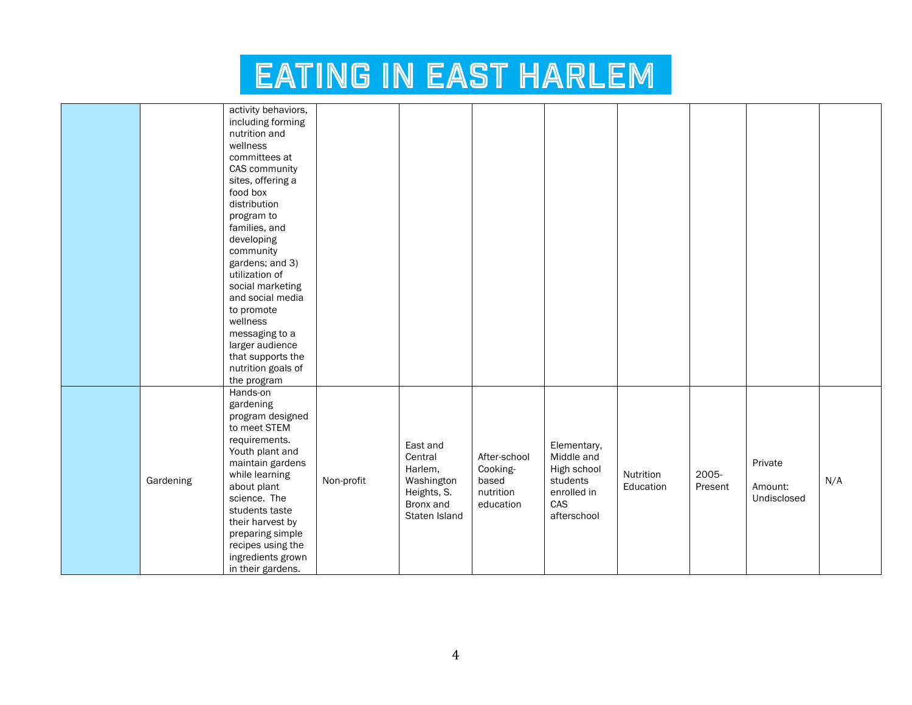# EATING IN EAST HARLEM

| | | | | | | | | | | |
|---|---|---|---|---|---|---|---|---|---|---|
| | | activity behaviors, including forming nutrition and wellness committees at CAS community sites, offering a food box distribution program to families, and developing community gardens; and 3) utilization of social marketing and social media to promote wellness messaging to a larger audience that supports the nutrition goals of the program | | | | | | | | |
| | Gardening | Hands-on gardening program designed to meet STEM requirements. Youth plant and maintain gardens while learning about plant science. The students taste their harvest by preparing simple recipes using the ingredients grown in their gardens. | Non-profit | East and Central Harlem, Washington Heights, S. Bronx and Staten Island | After-school Cooking-based nutrition education | Elementary, Middle and High school students enrolled in CAS afterschool | Nutrition Education | 2005-Present | Private<br><br>Amount: Undisclosed | N/A |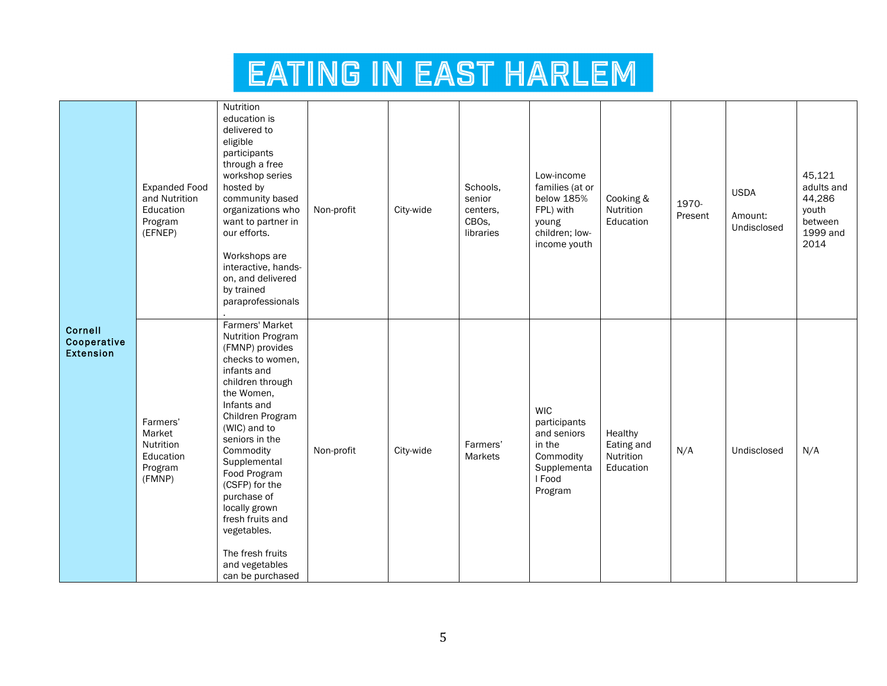# EATING IN EAST HARLEM

| | | | | | | | | | | |
|---|---|---|---|---|---|---|---|---|---|---|
| **Cornell Cooperative Extension** | Expanded Food and Nutrition Education Program (EFNEP) | Nutrition education is delivered to eligible participants through a free workshop series hosted by community based organizations who want to partner in our efforts.<br><br>Workshops are interactive, hands-on, and delivered by trained paraprofessionals. | Non-profit | City-wide | Schools, senior centers, CBOs, libraries | Low-income families (at or below 185% FPL) with young children; low-income youth | Cooking & Nutrition Education | 1970-Present | USDA<br><br>Amount: Undisclosed | 45,121 adults and 44,286 youth between 1999 and 2014 |
| | Farmers' Market Nutrition Education Program (FMNP) | Farmers' Market Nutrition Program (FMNP) provides checks to women, infants and children through the Women, Infants and Children Program (WIC) and to seniors in the Commodity Supplemental Food Program (CSFP) for the purchase of locally grown fresh fruits and vegetables.<br><br>The fresh fruits and vegetables can be purchased | Non-profit | City-wide | Farmers' Markets | WIC participants and seniors in the Commodity Supplemental Food Program | Healthy Eating and Nutrition Education | N/A | Undisclosed | N/A |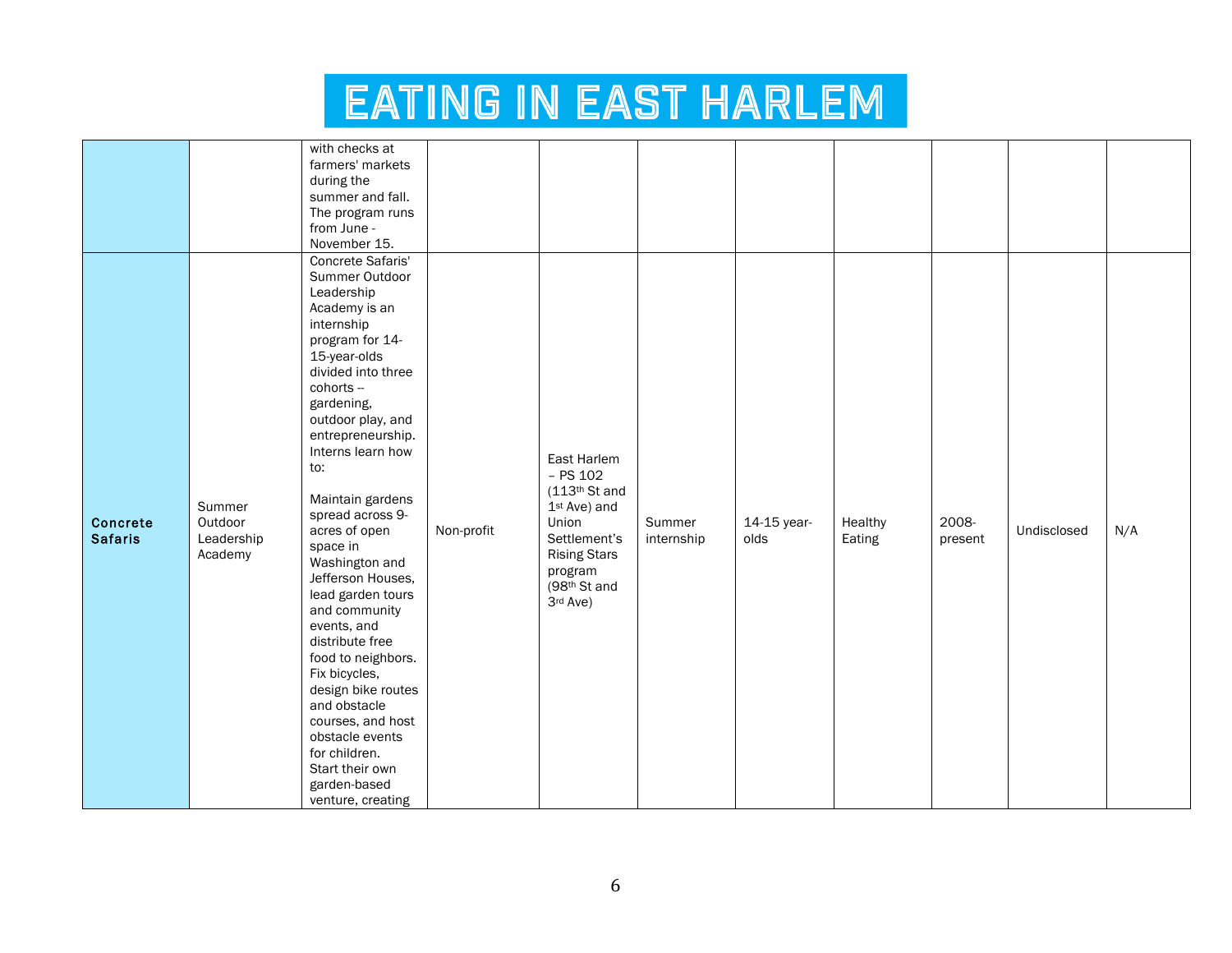# EATING IN EAST HARLEM

| | | | | | | | | | | |
|---|---|---|---|---|---|---|---|---|---|---|
| | | with checks at farmers' markets during the summer and fall. The program runs from June - November 15. | | | | | | | | |
| **Concrete Safaris** | Summer Outdoor Leadership Academy | Concrete Safaris' Summer Outdoor Leadership Academy is an internship program for 14-15-year-olds divided into three cohorts -- gardening, outdoor play, and entrepreneurship. Interns learn how to:<br><br>Maintain gardens spread across 9-acres of open space in Washington and Jefferson Houses, lead garden tours and community events, and distribute free food to neighbors. Fix bicycles, design bike routes and obstacle courses, and host obstacle events for children. Start their own garden-based venture, creating | Non-profit | East Harlem – PS 102 (113th St and 1st Ave) and Union Settlement's Rising Stars program (98th St and 3rd Ave) | Summer internship | 14-15 year-olds | Healthy Eating | 2008-present | Undisclosed | N/A |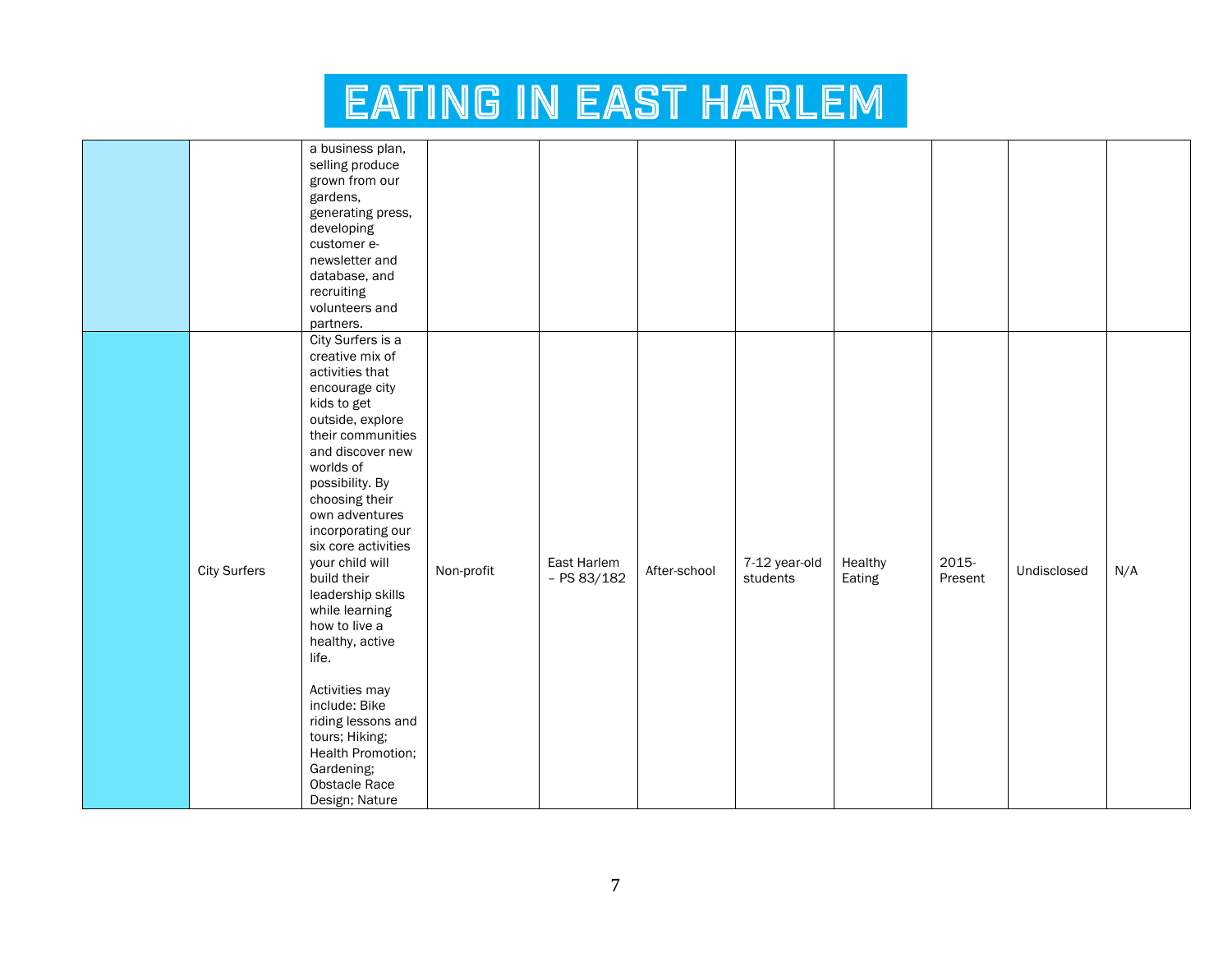# EATING IN EAST HARLEM

| | | | | | | | | | | |
|---|---|---|---|---|---|---|---|---|---|---|
| | | a business plan, selling produce grown from our gardens, generating press, developing customer e-newsletter and database, and recruiting volunteers and partners. | | | | | | | | |
| | City Surfers | City Surfers is a creative mix of activities that encourage city kids to get outside, explore their communities and discover new worlds of possibility. By choosing their own adventures incorporating our six core activities your child will build their leadership skills while learning how to live a healthy, active life.<br><br>Activities may include: Bike riding lessons and tours; Hiking; Health Promotion; Gardening; Obstacle Race Design; Nature | Non-profit | East Harlem – PS 83/182 | After-school | 7-12 year-old students | Healthy Eating | 2015-Present | Undisclosed | N/A |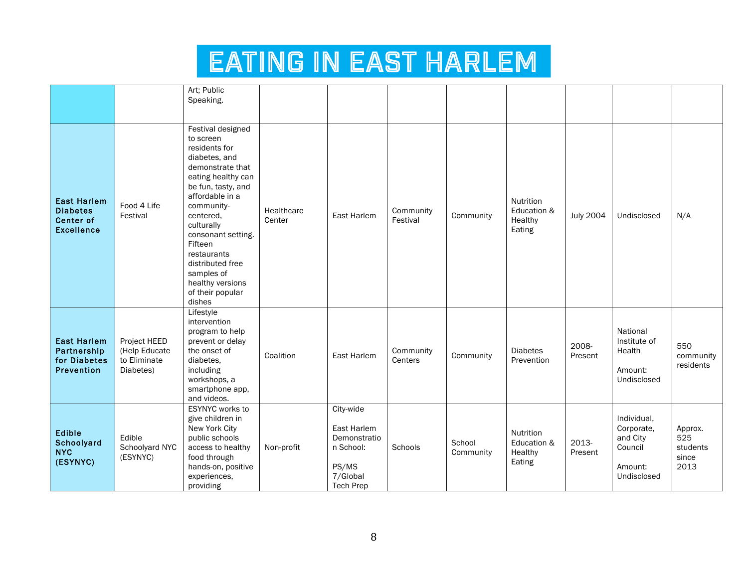# EATING IN EAST HARLEM

| | | | | | | | | | | |
|---|---|---|---|---|---|---|---|---|---|---|
| | | Art; Public Speaking. | | | | | | | | |
| **East Harlem Diabetes Center of Excellence** | Food 4 Life Festival | Festival designed to screen residents for diabetes, and demonstrate that eating healthy can be fun, tasty, and affordable in a community-centered, culturally consonant setting. Fifteen restaurants distributed free samples of healthy versions of their popular dishes | Healthcare Center | East Harlem | Community Festival | Community | Nutrition Education & Healthy Eating | July 2004 | Undisclosed | N/A |
| **East Harlem Partnership for Diabetes Prevention** | Project HEED (Help Educate to Eliminate Diabetes) | Lifestyle intervention program to help prevent or delay the onset of diabetes, including workshops, a smartphone app, and videos. | Coalition | East Harlem | Community Centers | Community | Diabetes Prevention | 2008-Present | National Institute of Health<br><br>Amount: Undisclosed | 550 community residents |
| **Edible Schoolyard NYC (ESYNYC)** | Edible Schoolyard NYC (ESYNYC) | ESYNYC works to give children in New York City public schools access to healthy food through hands-on, positive experiences, providing | Non-profit | City-wide<br><br>East Harlem Demonstration School:<br><br>PS/MS 7/Global Tech Prep | Schools | School Community | Nutrition Education & Healthy Eating | 2013-Present | Individual, Corporate, and City Council<br><br>Amount: Undisclosed | Approx. 525 students since 2013 |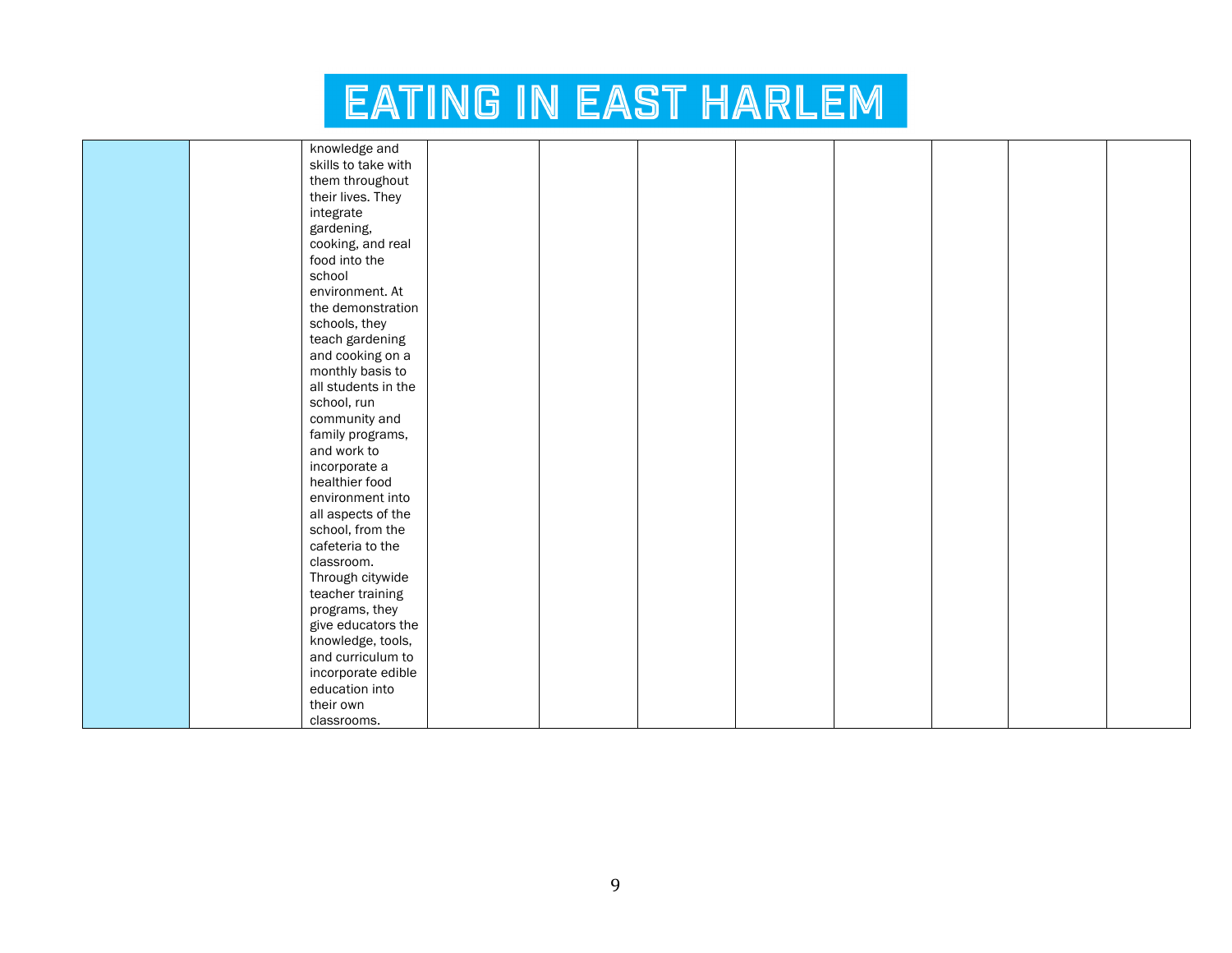# EATING IN EAST HARLEM

| | | | | | | | | | | |
|---|---|---|---|---|---|---|---|---|---|---|
| | | knowledge and skills to take with them throughout their lives. They integrate gardening, cooking, and real food into the school environment. At the demonstration schools, they teach gardening and cooking on a monthly basis to all students in the school, run community and family programs, and work to incorporate a healthier food environment into all aspects of the school, from the cafeteria to the classroom. Through citywide teacher training programs, they give educators the knowledge, tools, and curriculum to incorporate edible education into their own classrooms. | | | | | | | | |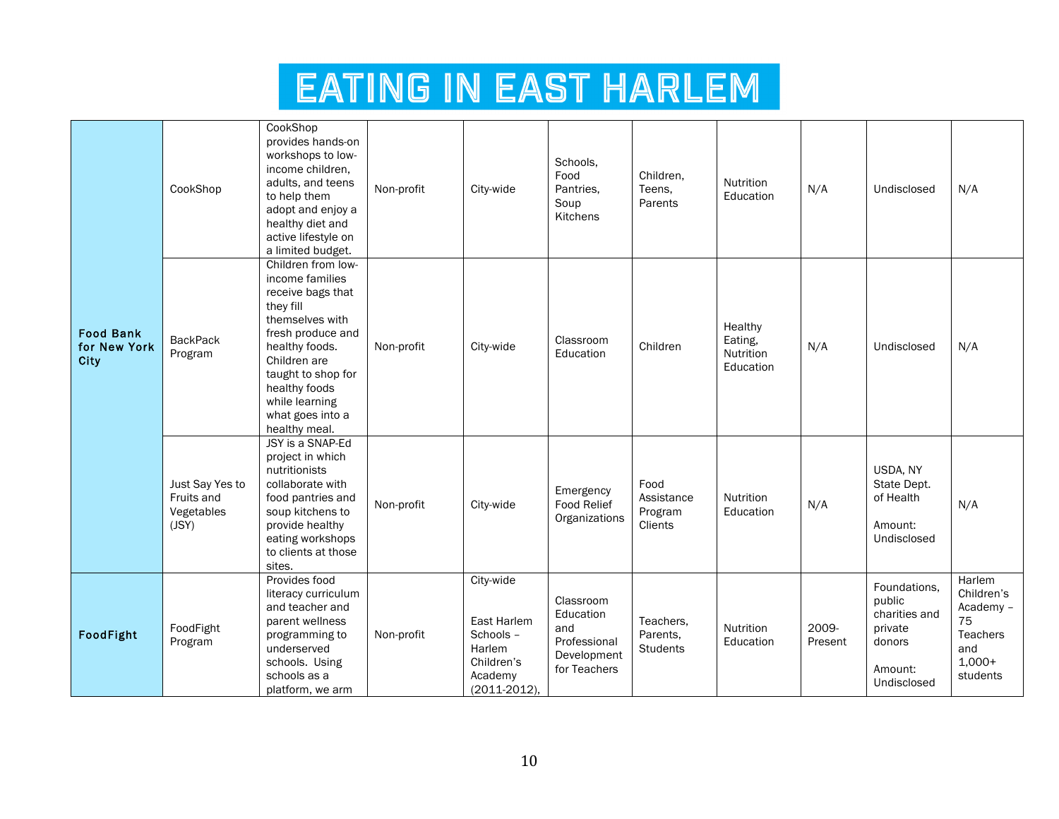# EATING IN EAST HARLEM

| | | | | | | | | | | |
|---|---|---|---|---|---|---|---|---|---|---|
| **Food Bank for New York City** | CookShop | CookShop provides hands-on workshops to low-income children, adults, and teens to help them adopt and enjoy a healthy diet and active lifestyle on a limited budget. | Non-profit | City-wide | Schools, Food Pantries, Soup Kitchens | Children, Teens, Parents | Nutrition Education | N/A | Undisclosed | N/A |
| | BackPack Program | Children from low-income families receive bags that they fill themselves with fresh produce and healthy foods. Children are taught to shop for healthy foods while learning what goes into a healthy meal. | Non-profit | City-wide | Classroom Education | Children | Healthy Eating, Nutrition Education | N/A | Undisclosed | N/A |
| | Just Say Yes to Fruits and Vegetables (JSY) | JSY is a SNAP-Ed project in which nutritionists collaborate with food pantries and soup kitchens to provide healthy eating workshops to clients at those sites. | Non-profit | City-wide | Emergency Food Relief Organizations | Food Assistance Program Clients | Nutrition Education | N/A | USDA, NY State Dept. of Health<br><br>Amount: Undisclosed | N/A |
| **FoodFight** | FoodFight Program | Provides food literacy curriculum and teacher and parent wellness programming to underserved schools. Using schools as a platform, we arm | Non-profit | City-wide<br><br>East Harlem Schools – Harlem Children's Academy (2011-2012), | Classroom Education and Professional Development for Teachers | Teachers, Parents, Students | Nutrition Education | 2009-Present | Foundations, public charities and private donors<br><br>Amount: Undisclosed | Harlem Children's Academy – 75 Teachers and 1,000+ students |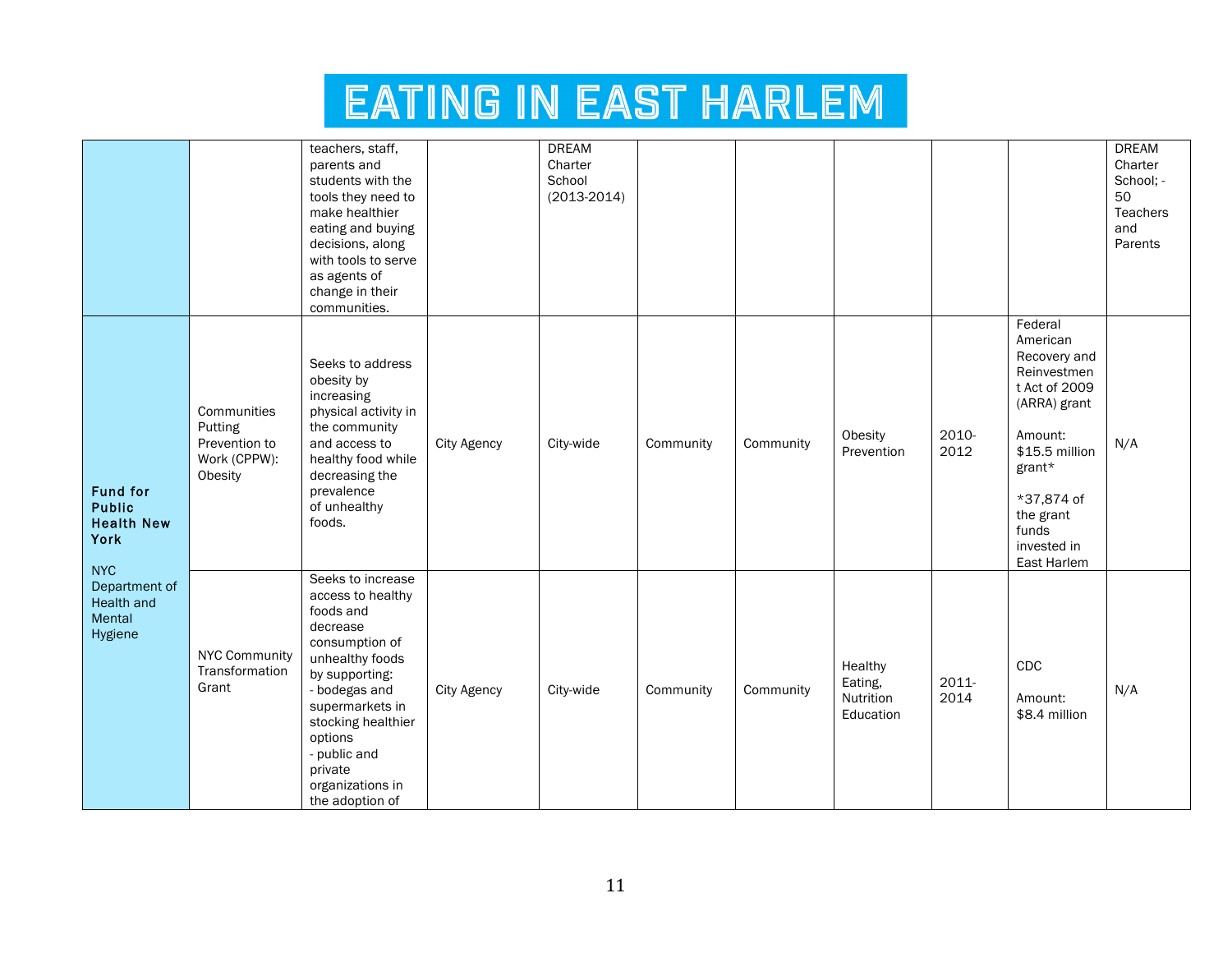# EATING IN EAST HARLEM

| | | | | | | | | | | |
|---|---|---|---|---|---|---|---|---|---|---|
| | | teachers, staff, parents and students with the tools they need to make healthier eating and buying decisions, along with tools to serve as agents of change in their communities. | | DREAM Charter School (2013-2014) | | | | | | DREAM Charter School; - 50 Teachers and Parents |
| **Fund for Public Health New York** NYC Department of Health and Mental Hygiene | Communities Putting Prevention to Work (CPPW): Obesity | Seeks to address obesity by increasing physical activity in the community and access to healthy food while decreasing the prevalence of unhealthy foods. | City Agency | City-wide | Community | Community | Obesity Prevention | 2010-2012 | Federal American Recovery and Reinvestment Act of 2009 (ARRA) grant Amount: $15.5 million grant* *37,874 of the grant funds invested in East Harlem | N/A |
| | NYC Community Transformation Grant | Seeks to increase access to healthy foods and decrease consumption of unhealthy foods by supporting: - bodegas and supermarkets in stocking healthier options - public and private organizations in the adoption of | City Agency | City-wide | Community | Community | Healthy Eating, Nutrition Education | 2011-2014 | CDC Amount: $8.4 million | N/A |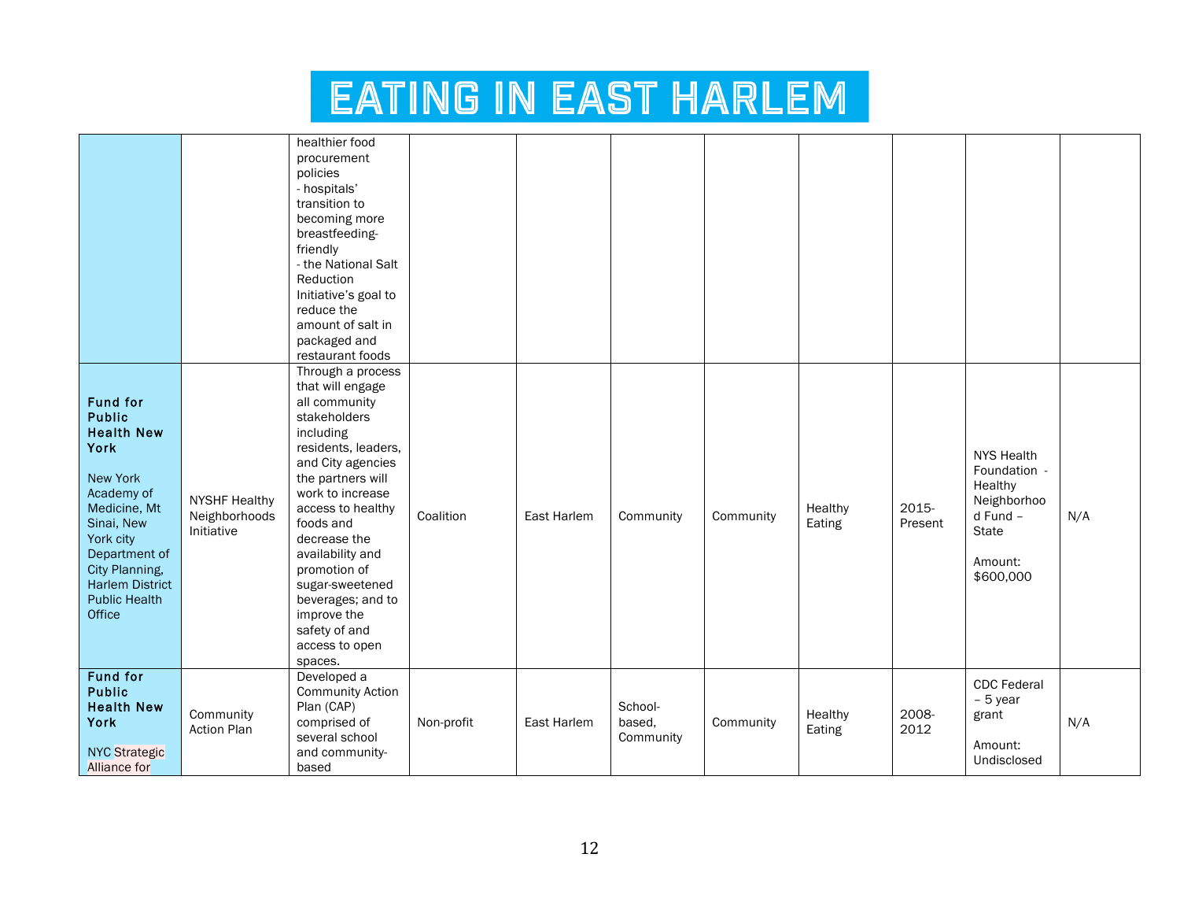# EATING IN EAST HARLEM

| | | | | | | | | | | |
|---|---|---|---|---|---|---|---|---|---|---|
| | | healthier food procurement policies<br>- hospitals' transition to becoming more breastfeeding-friendly<br>- the National Salt Reduction Initiative's goal to reduce the amount of salt in packaged and restaurant foods | | | | | | | | |
| **Fund for Public Health New York**<br><br>New York Academy of Medicine, Mt Sinai, New York city Department of City Planning, Harlem District Public Health Office | NYSHF Healthy Neighborhoods Initiative | Through a process that will engage all community stakeholders including residents, leaders, and City agencies the partners will work to increase access to healthy foods and decrease the availability and promotion of sugar-sweetened beverages; and to improve the safety of and access to open spaces. | Coalition | East Harlem | Community | Community | Healthy Eating | 2015-Present | NYS Health Foundation - Healthy Neighborhood Fund – State<br><br>Amount: $600,000 | N/A |
| **Fund for Public Health New York**<br><br>NYC Strategic Alliance for | Community Action Plan | Developed a Community Action Plan (CAP) comprised of several school and community-based | Non-profit | East Harlem | School-based, Community | Community | Healthy Eating | 2008-2012 | CDC Federal – 5 year grant<br><br>Amount: Undisclosed | N/A |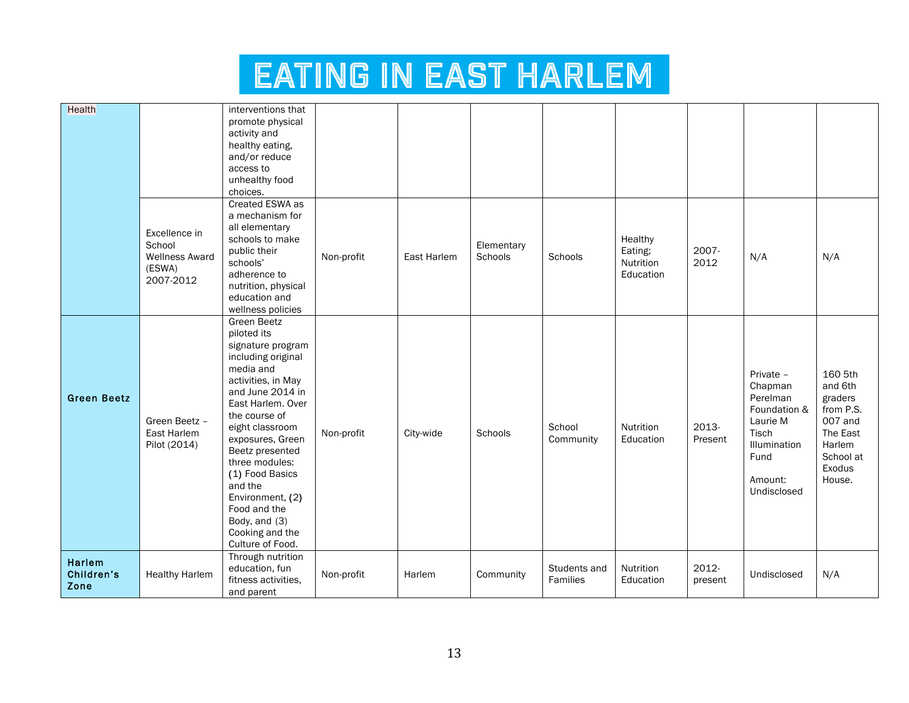# EATING IN EAST HARLEM

| | | | | | | | | | | |
|---|---|---|---|---|---|---|---|---|---|---|
| Health | | interventions that promote physical activity and healthy eating, and/or reduce access to unhealthy food choices. | | | | | | | | |
| | Excellence in School Wellness Award (ESWA) 2007-2012 | Created ESWA as a mechanism for all elementary schools to make public their schools' adherence to nutrition, physical education and wellness policies | Non-profit | East Harlem | Elementary Schools | Schools | Healthy Eating; Nutrition Education | 2007-2012 | N/A | N/A |
| **Green Beetz** | Green Beetz – East Harlem Pilot (2014) | Green Beetz piloted its signature program including original media and activities, in May and June 2014 in East Harlem. Over the course of eight classroom exposures, Green Beetz presented three modules: (1) Food Basics and the Environment, (2) Food and the Body, and (3) Cooking and the Culture of Food. | Non-profit | City-wide | Schools | School Community | Nutrition Education | 2013-Present | Private – Chapman Perelman Foundation & Laurie M Tisch Illumination Fund<br><br>Amount: Undisclosed | 160 5th and 6th graders from P.S. 007 and The East Harlem School at Exodus House. |
| **Harlem Children's Zone** | Healthy Harlem | Through nutrition education, fun fitness activities, and parent | Non-profit | Harlem | Community | Students and Families | Nutrition Education | 2012-present | Undisclosed | N/A |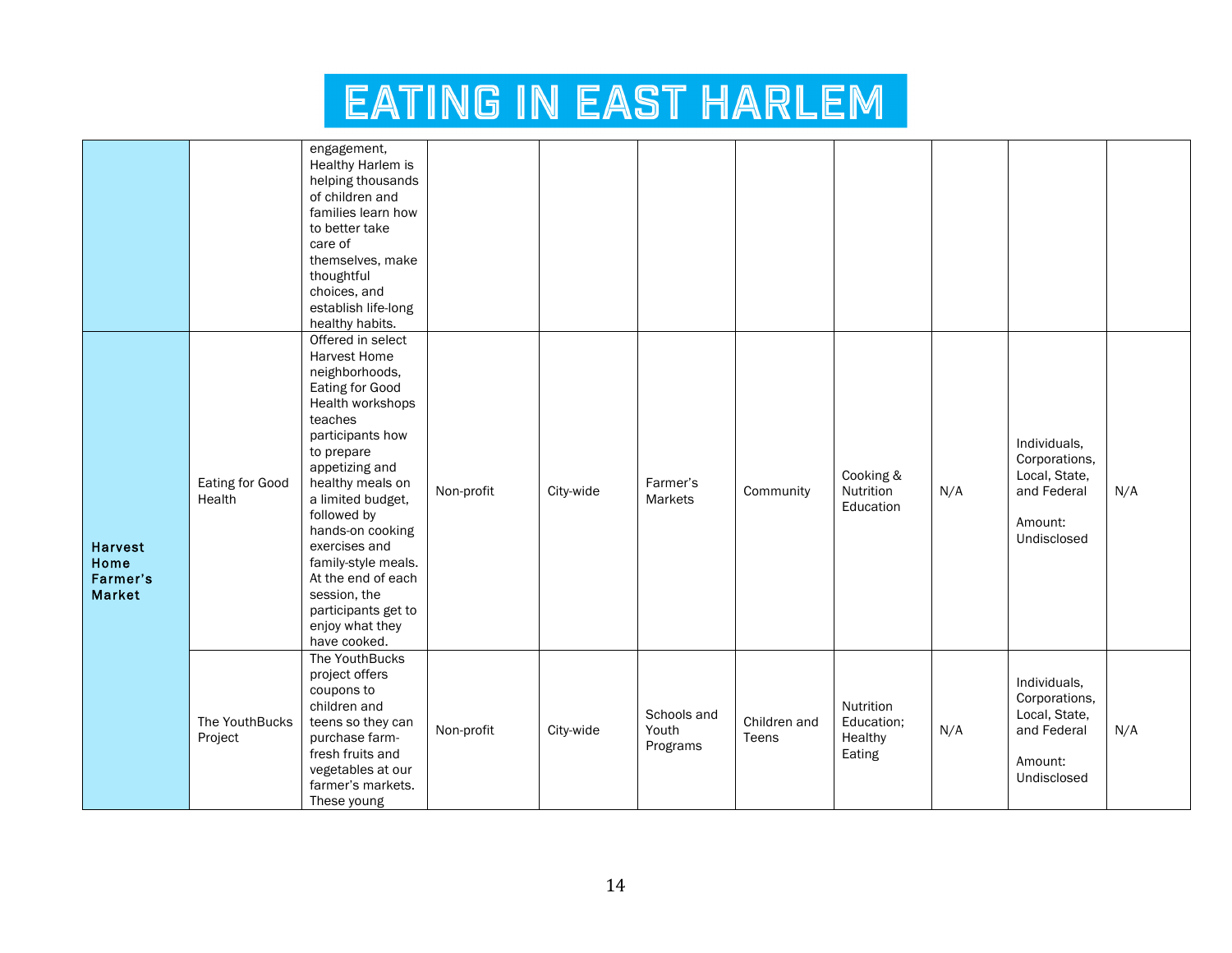# EATING IN EAST HARLEM

| | | | | | | | | | | |
|---|---|---|---|---|---|---|---|---|---|---|
| | | engagement, Healthy Harlem is helping thousands of children and families learn how to better take care of themselves, make thoughtful choices, and establish life-long healthy habits. | | | | | | | | |
| **Harvest Home Farmer's Market** | Eating for Good Health | Offered in select Harvest Home neighborhoods, Eating for Good Health workshops teaches participants how to prepare appetizing and healthy meals on a limited budget, followed by hands-on cooking exercises and family-style meals. At the end of each session, the participants get to enjoy what they have cooked. | Non-profit | City-wide | Farmer's Markets | Community | Cooking & Nutrition Education | N/A | Individuals, Corporations, Local, State, and Federal<br><br>Amount: Undisclosed | N/A |
| | The YouthBucks Project | The YouthBucks project offers coupons to children and teens so they can purchase farm-fresh fruits and vegetables at our farmer's markets. These young | Non-profit | City-wide | Schools and Youth Programs | Children and Teens | Nutrition Education; Healthy Eating | N/A | Individuals, Corporations, Local, State, and Federal<br><br>Amount: Undisclosed | N/A |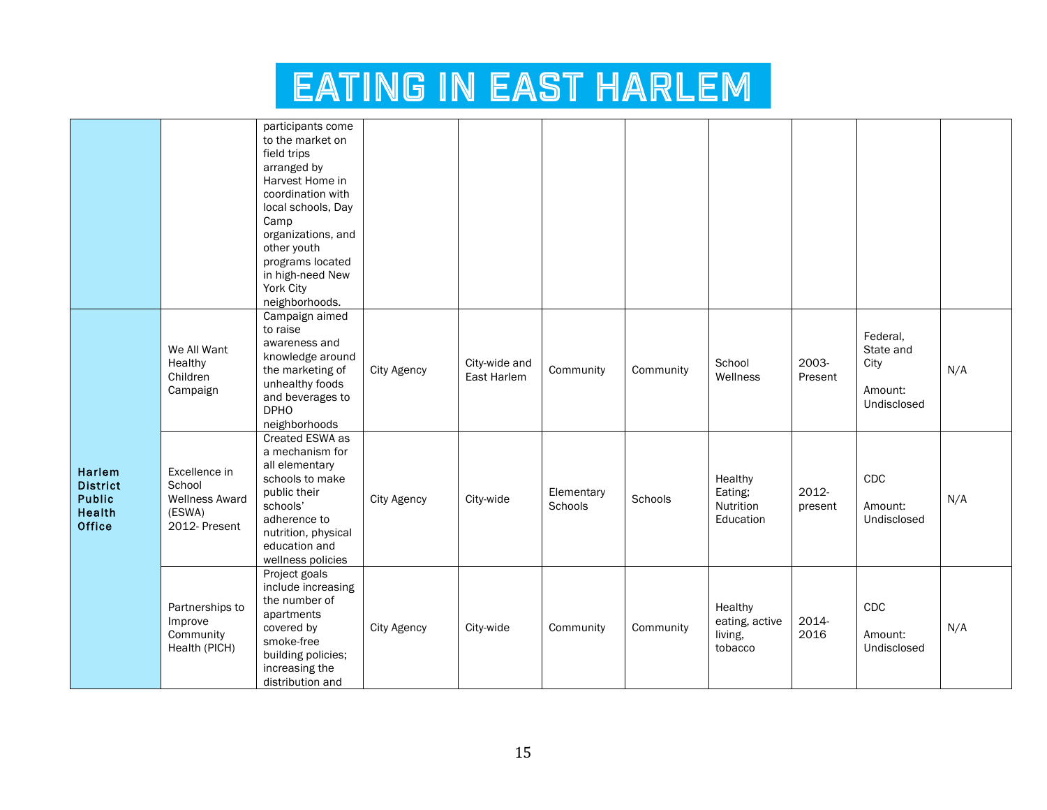# EATING IN EAST HARLEM

| | | | | | | | | | | |
|---|---|---|---|---|---|---|---|---|---|---|
| | | participants come to the market on field trips arranged by Harvest Home in coordination with local schools, Day Camp organizations, and other youth programs located in high-need New York City neighborhoods. | | | | | | | | |
| **Harlem District Public Health Office** | We All Want Healthy Children Campaign | Campaign aimed to raise awareness and knowledge around the marketing of unhealthy foods and beverages to DPHO neighborhoods | City Agency | City-wide and East Harlem | Community | Community | School Wellness | 2003-Present | Federal, State and City<br><br>Amount: Undisclosed | N/A |
| | Excellence in School Wellness Award (ESWA) 2012- Present | Created ESWA as a mechanism for all elementary schools to make public their schools' adherence to nutrition, physical education and wellness policies | City Agency | City-wide | Elementary Schools | Schools | Healthy Eating; Nutrition Education | 2012-present | CDC<br><br>Amount: Undisclosed | N/A |
| | Partnerships to Improve Community Health (PICH) | Project goals include increasing the number of apartments covered by smoke-free building policies; increasing the distribution and | City Agency | City-wide | Community | Community | Healthy eating, active living, tobacco | 2014-2016 | CDC<br><br>Amount: Undisclosed | N/A |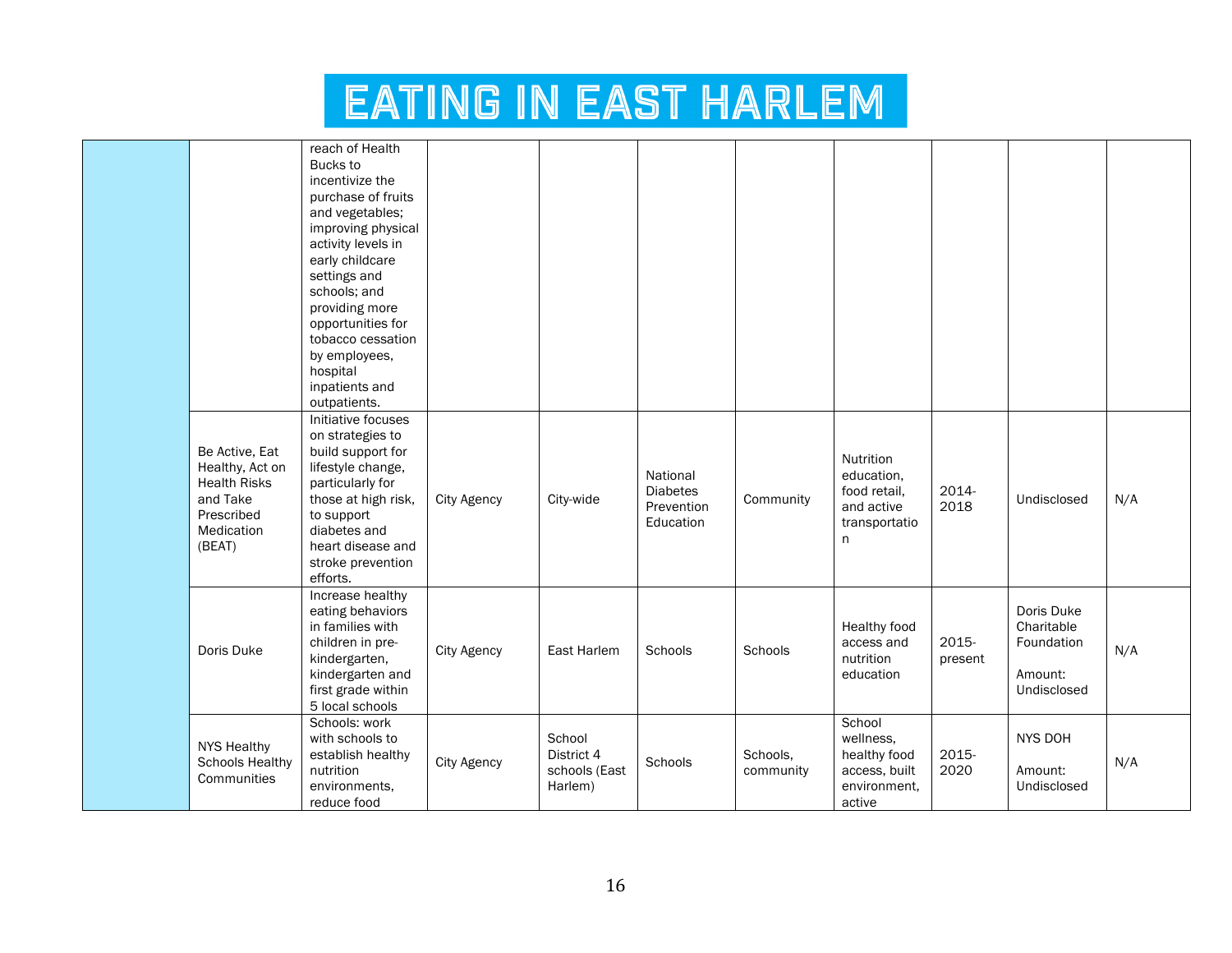# EATING IN EAST HARLEM

| | | | | | | | | | | |
|---|---|---|---|---|---|---|---|---|---|---|
| | | reach of Health Bucks to incentivize the purchase of fruits and vegetables; improving physical activity levels in early childcare settings and schools; and providing more opportunities for tobacco cessation by employees, hospital inpatients and outpatients. | | | | | | | | |
| | Be Active, Eat Healthy, Act on Health Risks and Take Prescribed Medication (BEAT) | Initiative focuses on strategies to build support for lifestyle change, particularly for those at high risk, to support diabetes and heart disease and stroke prevention efforts. | City Agency | City-wide | National Diabetes Prevention Education | Community | Nutrition education, food retail, and active transportation | 2014-2018 | Undisclosed | N/A |
| | Doris Duke | Increase healthy eating behaviors in families with children in pre-kindergarten, kindergarten and first grade within 5 local schools | City Agency | East Harlem | Schools | Schools | Healthy food access and nutrition education | 2015-present | Doris Duke Charitable Foundation<br><br>Amount: Undisclosed | N/A |
| | NYS Healthy Schools Healthy Communities | Schools: work with schools to establish healthy nutrition environments, reduce food | City Agency | School District 4 schools (East Harlem) | Schools | Schools, community | School wellness, healthy food access, built environment, active | 2015-2020 | NYS DOH<br><br>Amount: Undisclosed | N/A |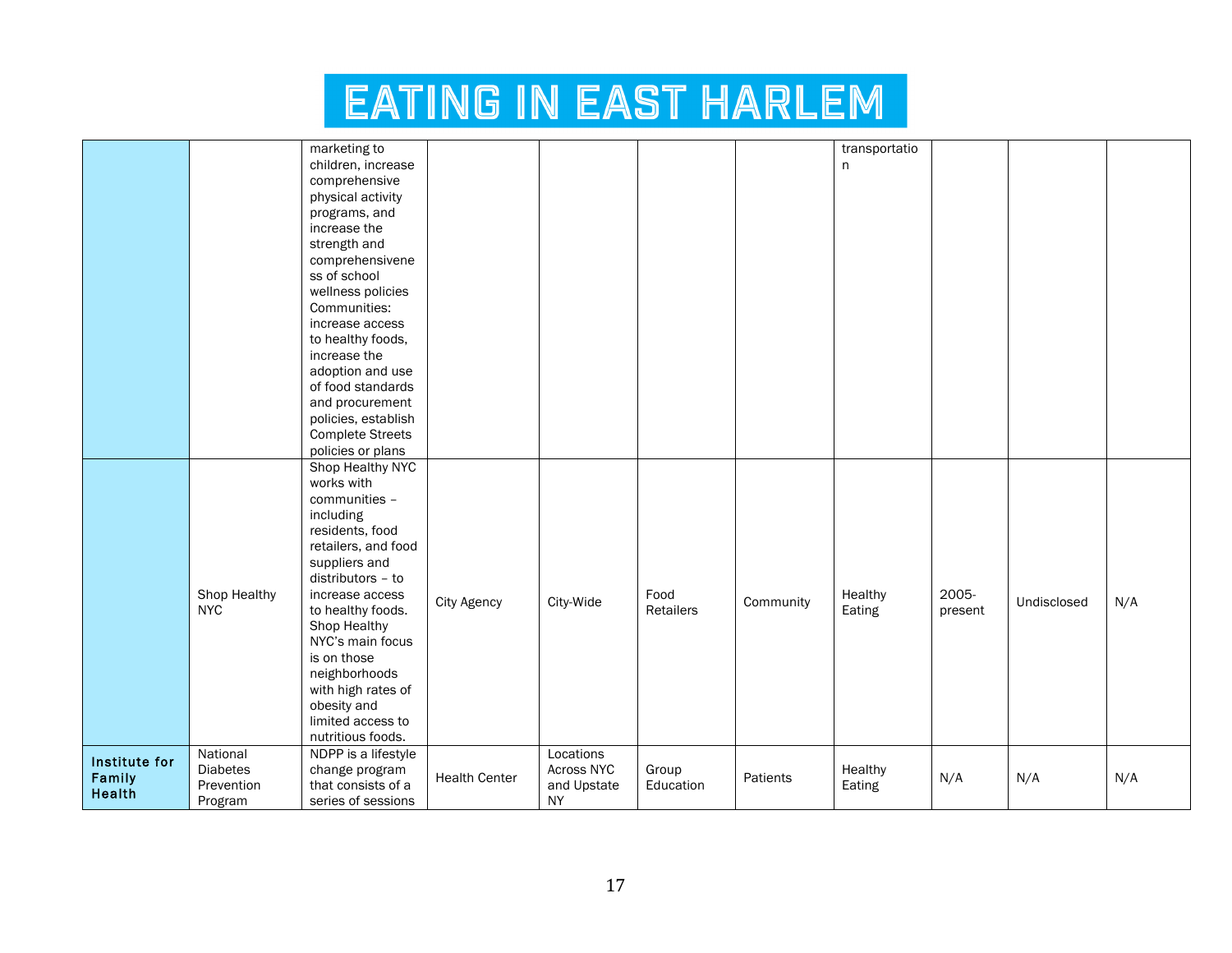# EATING IN EAST HARLEM

| | | | | | | | | | | |
|---|---|---|---|---|---|---|---|---|---|---|
| | | marketing to children, increase comprehensive physical activity programs, and increase the strength and comprehensiveness of school wellness policies Communities: increase access to healthy foods, increase the adoption and use of food standards and procurement policies, establish Complete Streets policies or plans | | | | | transportation | | | |
| | Shop Healthy NYC | Shop Healthy NYC works with communities – including residents, food retailers, and food suppliers and distributors – to increase access to healthy foods. Shop Healthy NYC's main focus is on those neighborhoods with high rates of obesity and limited access to nutritious foods. | City Agency | City-Wide | Food Retailers | Community | Healthy Eating | 2005-present | Undisclosed | N/A |
| **Institute for Family Health** | National Diabetes Prevention Program | NDPP is a lifestyle change program that consists of a series of sessions | Health Center | Locations Across NYC and Upstate NY | Group Education | Patients | Healthy Eating | N/A | N/A | N/A |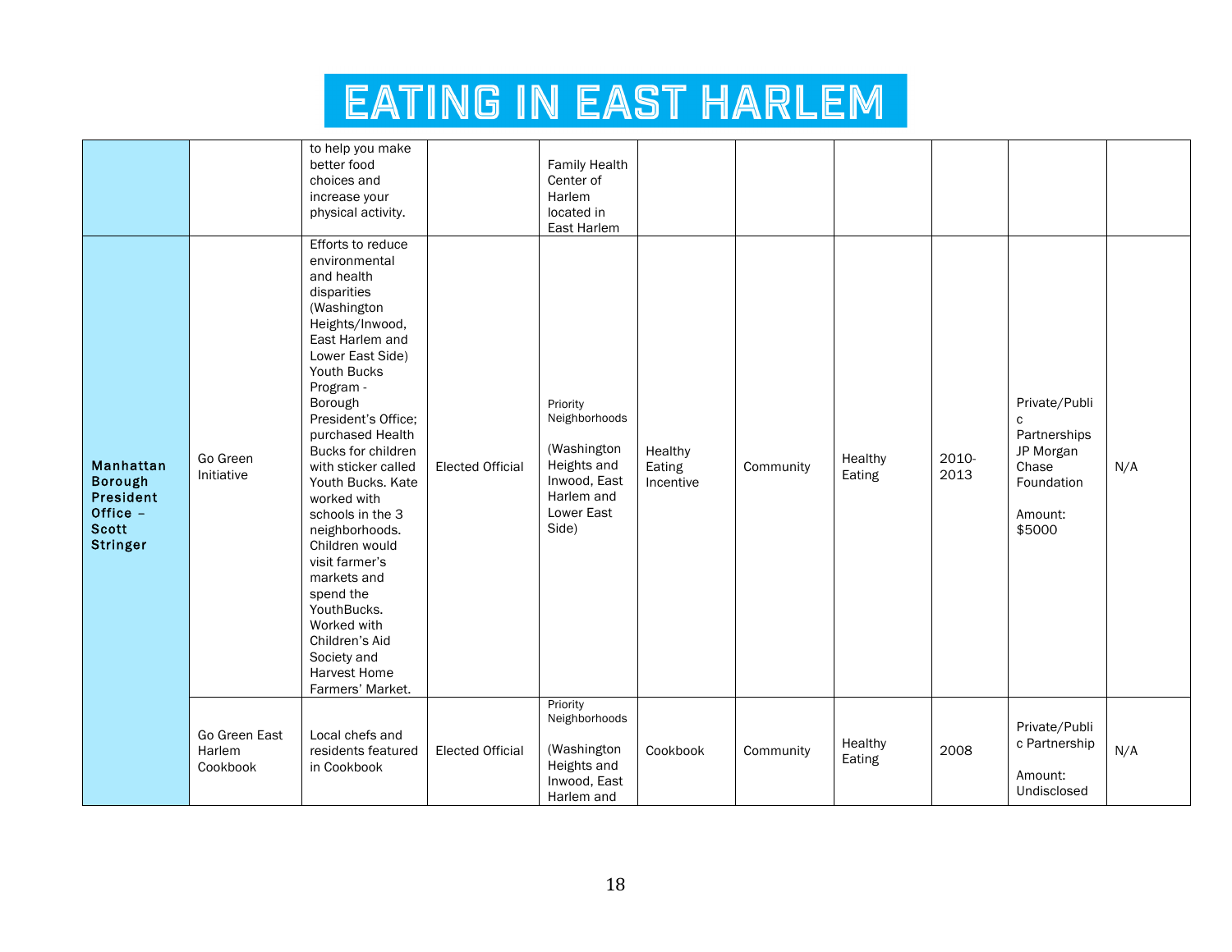# EATING IN EAST HARLEM

| | | | | | | | | | | |
|---|---|---|---|---|---|---|---|---|---|---|
| | | to help you make better food choices and increase your physical activity. | | Family Health Center of Harlem located in East Harlem | | | | | | |
| **Manhattan Borough President Office – Scott Stringer** | Go Green Initiative | Efforts to reduce environmental and health disparities (Washington Heights/Inwood, East Harlem and Lower East Side) Youth Bucks Program - Borough President's Office; purchased Health Bucks for children with sticker called Youth Bucks. Kate worked with schools in the 3 neighborhoods. Children would visit farmer's markets and spend the YouthBucks. Worked with Children's Aid Society and Harvest Home Farmers' Market. | Elected Official | Priority Neighborhoods (Washington Heights and Inwood, East Harlem and Lower East Side) | Healthy Eating Incentive | Community | Healthy Eating | 2010-2013 | Private/Public Partnerships JP Morgan Chase Foundation Amount: $5000 | N/A |
| | Go Green East Harlem Cookbook | Local chefs and residents featured in Cookbook | Elected Official | Priority Neighborhoods (Washington Heights and Inwood, East Harlem and | Cookbook | Community | Healthy Eating | 2008 | Private/Public Partnership Amount: Undisclosed | N/A |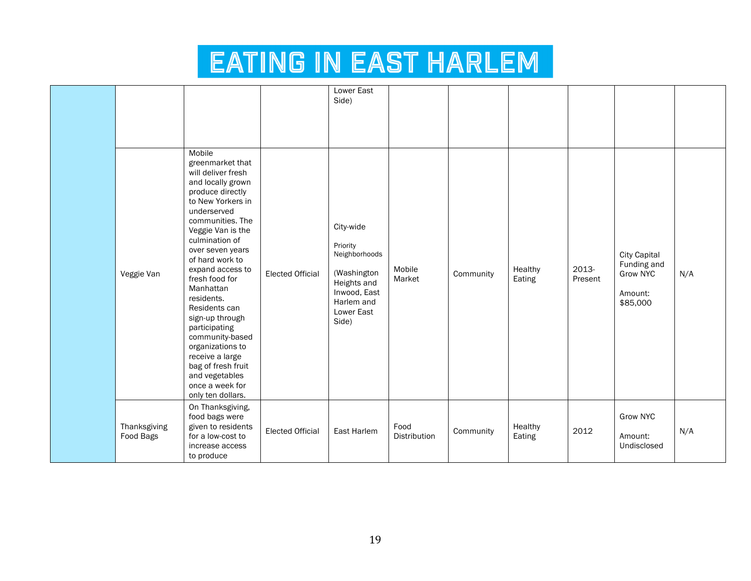# EATING IN EAST HARLEM

| | | | | | | | | | | |
|---|---|---|---|---|---|---|---|---|---|---|
| | | | | Lower East Side) | | | | | | |
| | Veggie Van | Mobile greenmarket that will deliver fresh and locally grown produce directly to New Yorkers in underserved communities. The Veggie Van is the culmination of over seven years of hard work to expand access to fresh food for Manhattan residents. Residents can sign-up through participating community-based organizations to receive a large bag of fresh fruit and vegetables once a week for only ten dollars. | Elected Official | City-wide<br><br>Priority Neighborhoods<br><br>(Washington Heights and Inwood, East Harlem and Lower East Side) | Mobile Market | Community | Healthy Eating | 2013-Present | City Capital Funding and Grow NYC<br><br>Amount: $85,000 | N/A |
| | Thanksgiving Food Bags | On Thanksgiving, food bags were given to residents for a low-cost to increase access to produce | Elected Official | East Harlem | Food Distribution | Community | Healthy Eating | 2012 | Grow NYC<br><br>Amount: Undisclosed | N/A |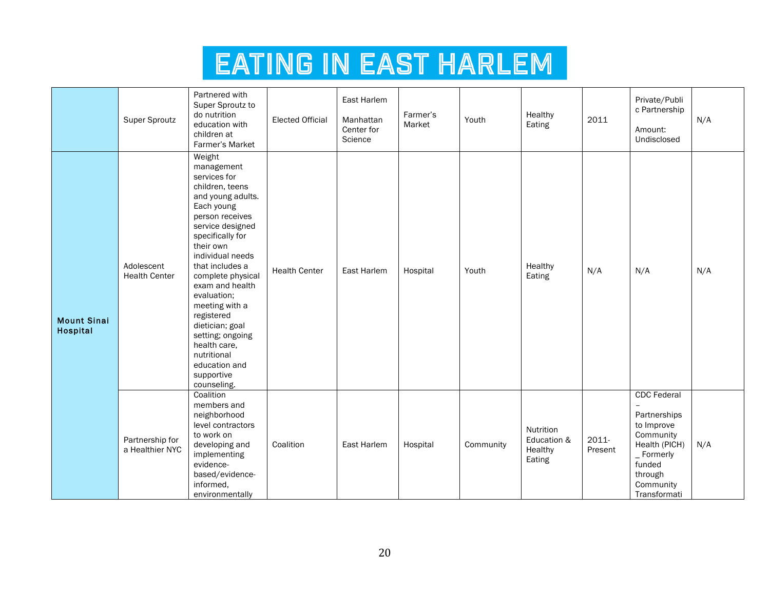# EATING IN EAST HARLEM

| | | | | | | | | | | |
|---|---|---|---|---|---|---|---|---|---|---|
| | Super Sproutz | Partnered with Super Sproutz to do nutrition education with children at Farmer's Market | Elected Official | East Harlem<br><br>Manhattan Center for Science | Farmer's Market | Youth | Healthy Eating | 2011 | Private/Public Partnership<br><br>Amount: Undisclosed | N/A |
| **Mount Sinai Hospital** | Adolescent Health Center | Weight management services for children, teens and young adults. Each young person receives service designed specifically for their own individual needs that includes a complete physical exam and health evaluation; meeting with a registered dietician; goal setting; ongoing health care, nutritional education and supportive counseling. | Health Center | East Harlem | Hospital | Youth | Healthy Eating | N/A | N/A | N/A |
| | Partnership for a Healthier NYC | Coalition members and neighborhood level contractors to work on developing and implementing evidence-based/evidence-informed, environmentally | Coalition | East Harlem | Hospital | Community | Nutrition Education & Healthy Eating | 2011-Present | CDC Federal – Partnerships to Improve Community Health (PICH) _ Formerly funded through Community Transformati | N/A |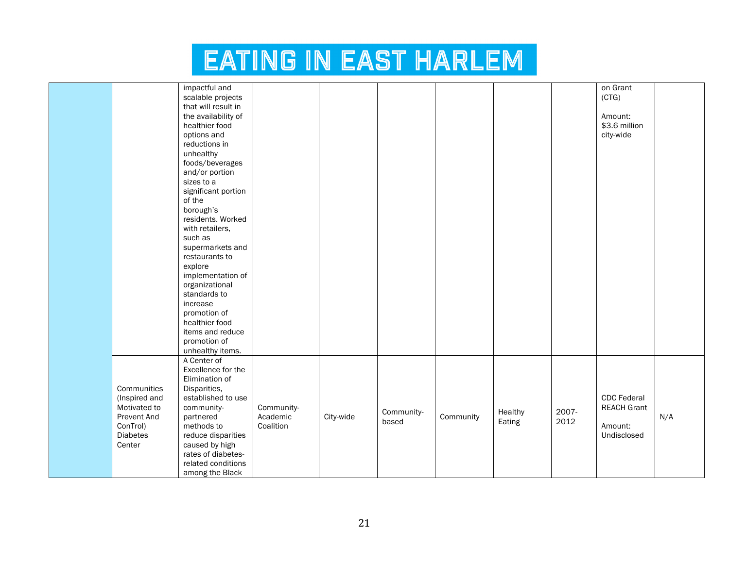# EATING IN EAST HARLEM

| | | | | | | | | | | |
|---|---|---|---|---|---|---|---|---|---|---|
| | | impactful and scalable projects that will result in the availability of healthier food options and reductions in unhealthy foods/beverages and/or portion sizes to a significant portion of the borough's residents. Worked with retailers, such as supermarkets and restaurants to explore implementation of organizational standards to increase promotion of healthier food items and reduce promotion of unhealthy items. | | | | | | | on Grant (CTG)<br><br>Amount: $3.6 million city-wide | |
| | Communities (Inspired and Motivated to Prevent And ConTrol) Diabetes Center | A Center of Excellence for the Elimination of Disparities, established to use community-partnered methods to reduce disparities caused by high rates of diabetes-related conditions among the Black | Community-Academic Coalition | City-wide | Community-based | Community | Healthy Eating | 2007-2012 | CDC Federal REACH Grant<br><br>Amount: Undisclosed | N/A |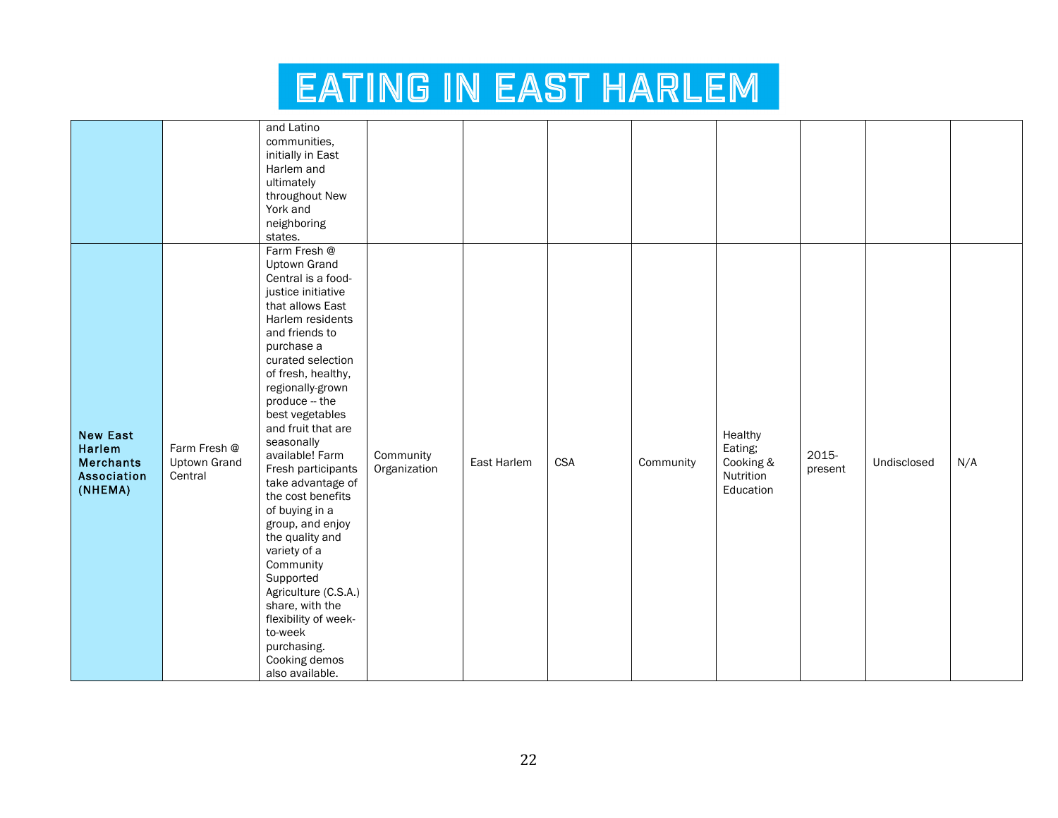# EATING IN EAST HARLEM

| | | | | | | | | | | |
|---|---|---|---|---|---|---|---|---|---|---|
| | | and Latino communities, initially in East Harlem and ultimately throughout New York and neighboring states. | | | | | | | | |
| **New East Harlem Merchants Association (NHEMA)** | Farm Fresh @ Uptown Grand Central | Farm Fresh @ Uptown Grand Central is a food-justice initiative that allows East Harlem residents and friends to purchase a curated selection of fresh, healthy, regionally-grown produce -- the best vegetables and fruit that are seasonally available! Farm Fresh participants take advantage of the cost benefits of buying in a group, and enjoy the quality and variety of a Community Supported Agriculture (C.S.A.) share, with the flexibility of week-to-week purchasing. Cooking demos also available. | Community Organization | East Harlem | CSA | Community | Healthy Eating; Cooking & Nutrition Education | 2015-present | Undisclosed | N/A |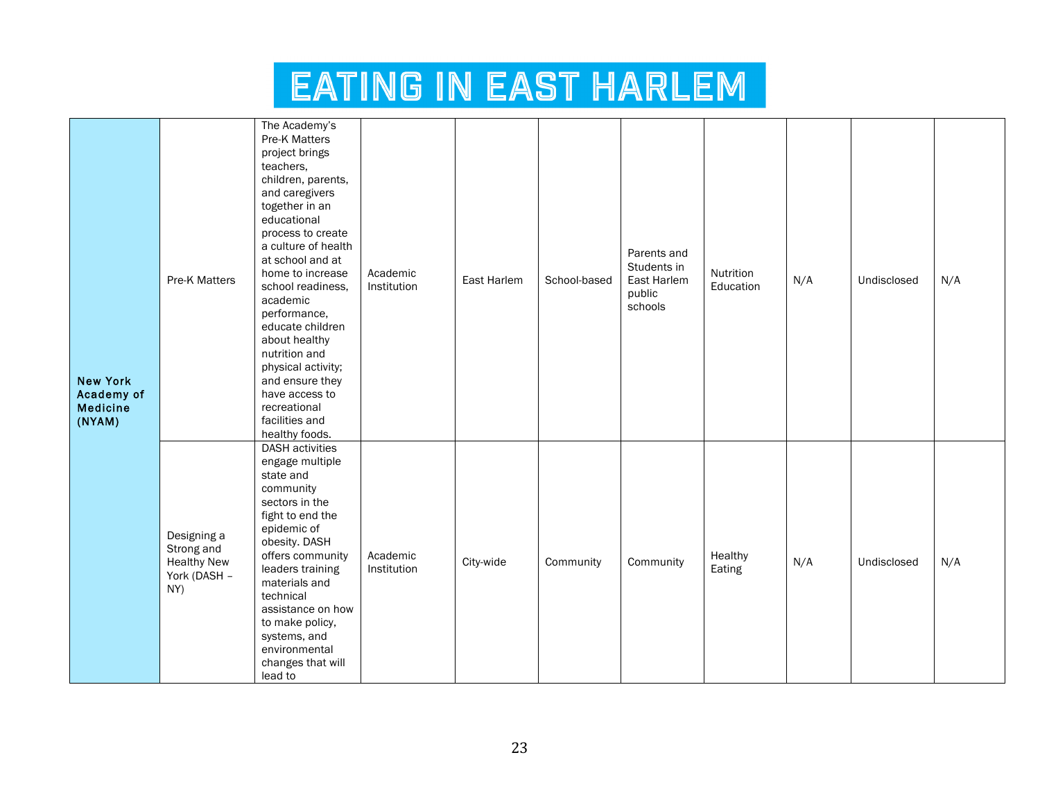# EATING IN EAST HARLEM

| | | | | | | | | | | |
|---|---|---|---|---|---|---|---|---|---|---|
| **New York Academy of Medicine (NYAM)** | Pre-K Matters | The Academy's Pre-K Matters project brings teachers, children, parents, and caregivers together in an educational process to create a culture of health at school and at home to increase school readiness, academic performance, educate children about healthy nutrition and physical activity; and ensure they have access to recreational facilities and healthy foods. | Academic Institution | East Harlem | School-based | Parents and Students in East Harlem public schools | Nutrition Education | N/A | Undisclosed | N/A |
| | Designing a Strong and Healthy New York (DASH – NY) | DASH activities engage multiple state and community sectors in the fight to end the epidemic of obesity. DASH offers community leaders training materials and technical assistance on how to make policy, systems, and environmental changes that will lead to | Academic Institution | City-wide | Community | Community | Healthy Eating | N/A | Undisclosed | N/A |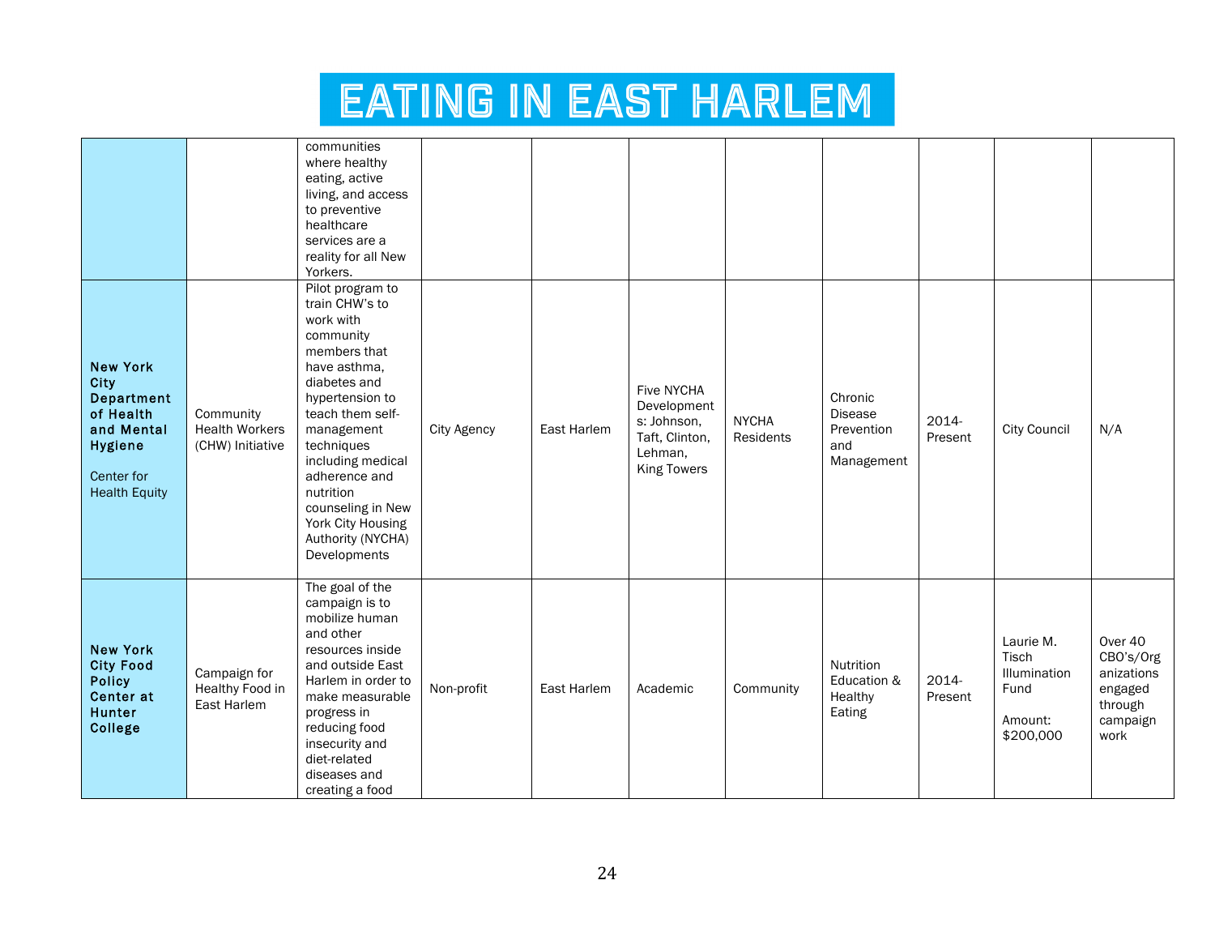# EATING IN EAST HARLEM

| | | | | | | | | | | |
|---|---|---|---|---|---|---|---|---|---|---|
| | | communities where healthy eating, active living, and access to preventive healthcare services are a reality for all New Yorkers. | | | | | | | | |
| **New York City Department of Health and Mental Hygiene** Center for Health Equity | Community Health Workers (CHW) Initiative | Pilot program to train CHW's to work with community members that have asthma, diabetes and hypertension to teach them self-management techniques including medical adherence and nutrition counseling in New York City Housing Authority (NYCHA) Developments | City Agency | East Harlem | Five NYCHA Developments: Johnson, Taft, Clinton, Lehman, King Towers | NYCHA Residents | Chronic Disease Prevention and Management | 2014-Present | City Council | N/A |
| **New York City Food Policy Center at Hunter College** | Campaign for Healthy Food in East Harlem | The goal of the campaign is to mobilize human and other resources inside and outside East Harlem in order to make measurable progress in reducing food insecurity and diet-related diseases and creating a food | Non-profit | East Harlem | Academic | Community | Nutrition Education & Healthy Eating | 2014-Present | Laurie M. Tisch Illumination Fund Amount: $200,000 | Over 40 CBO's/Organizations engaged through campaign work |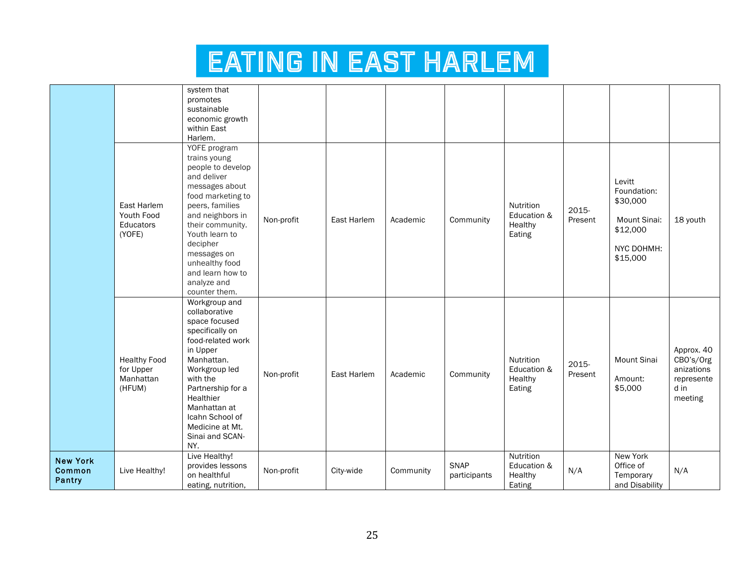# EATING IN EAST HARLEM

| | | | | | | | | | | |
|---|---|---|---|---|---|---|---|---|---|---|
| | | system that promotes sustainable economic growth within East Harlem. | | | | | | | | |
| | East Harlem Youth Food Educators (YOFE) | YOFE program trains young people to develop and deliver messages about food marketing to peers, families and neighbors in their community. Youth learn to decipher messages on unhealthy food and learn how to analyze and counter them. | Non-profit | East Harlem | Academic | Community | Nutrition Education & Healthy Eating | 2015-Present | Levitt Foundation: $30,000<br><br>Mount Sinai: $12,000<br><br>NYC DOHMH: $15,000 | 18 youth |
| | Healthy Food for Upper Manhattan (HFUM) | Workgroup and collaborative space focused specifically on food-related work in Upper Manhattan. Workgroup led with the Partnership for a Healthier Manhattan at Icahn School of Medicine at Mt. Sinai and SCAN-NY. | Non-profit | East Harlem | Academic | Community | Nutrition Education & Healthy Eating | 2015-Present | Mount Sinai<br><br>Amount: $5,000 | Approx. 40 CBO's/Organizations represented in meeting |
| **New York Common Pantry** | Live Healthy! | Live Healthy! provides lessons on healthful eating, nutrition, | Non-profit | City-wide | Community | SNAP participants | Nutrition Education & Healthy Eating | N/A | New York Office of Temporary and Disability | N/A |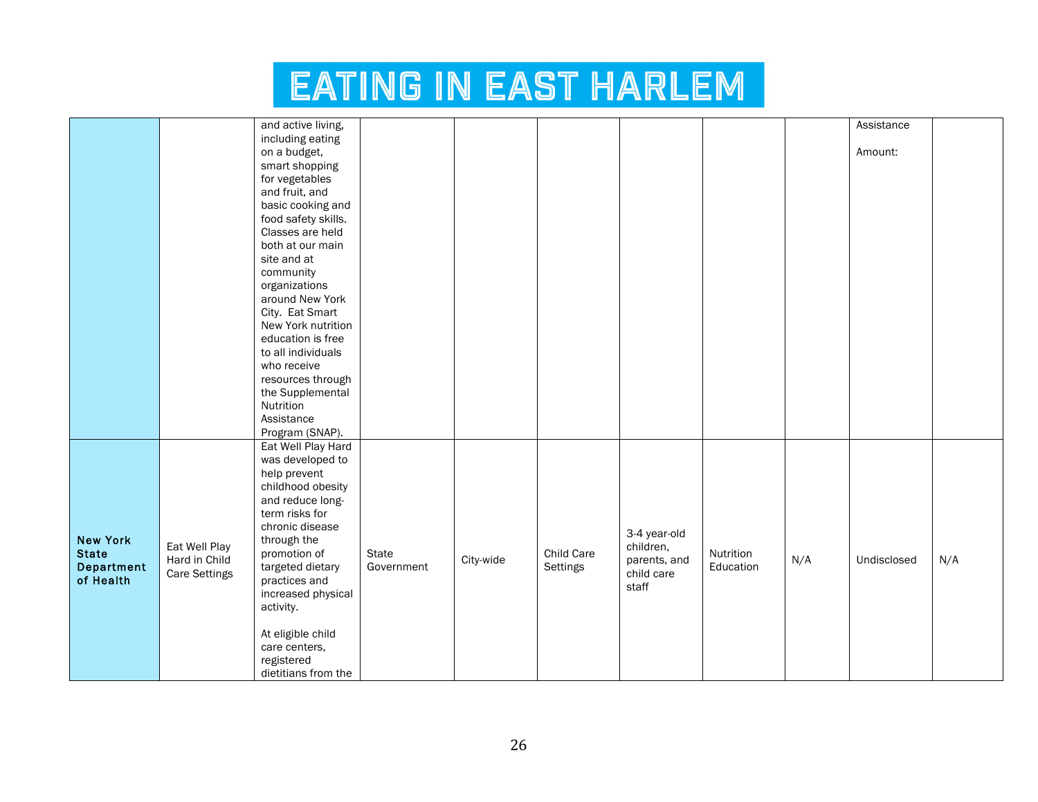# EATING IN EAST HARLEM

| | | | | | | | | | | |
|---|---|---|---|---|---|---|---|---|---|---|
| | | and active living, including eating on a budget, smart shopping for vegetables and fruit, and basic cooking and food safety skills. Classes are held both at our main site and at community organizations around New York City. Eat Smart New York nutrition education is free to all individuals who receive resources through the Supplemental Nutrition Assistance Program (SNAP). | | | | | | | Assistance<br><br>Amount: | |
| **New York State Department of Health** | Eat Well Play Hard in Child Care Settings | Eat Well Play Hard was developed to help prevent childhood obesity and reduce long-term risks for chronic disease through the promotion of targeted dietary practices and increased physical activity.<br><br>At eligible child care centers, registered dietitians from the | State Government | City-wide | Child Care Settings | 3-4 year-old children, parents, and child care staff | Nutrition Education | N/A | Undisclosed | N/A |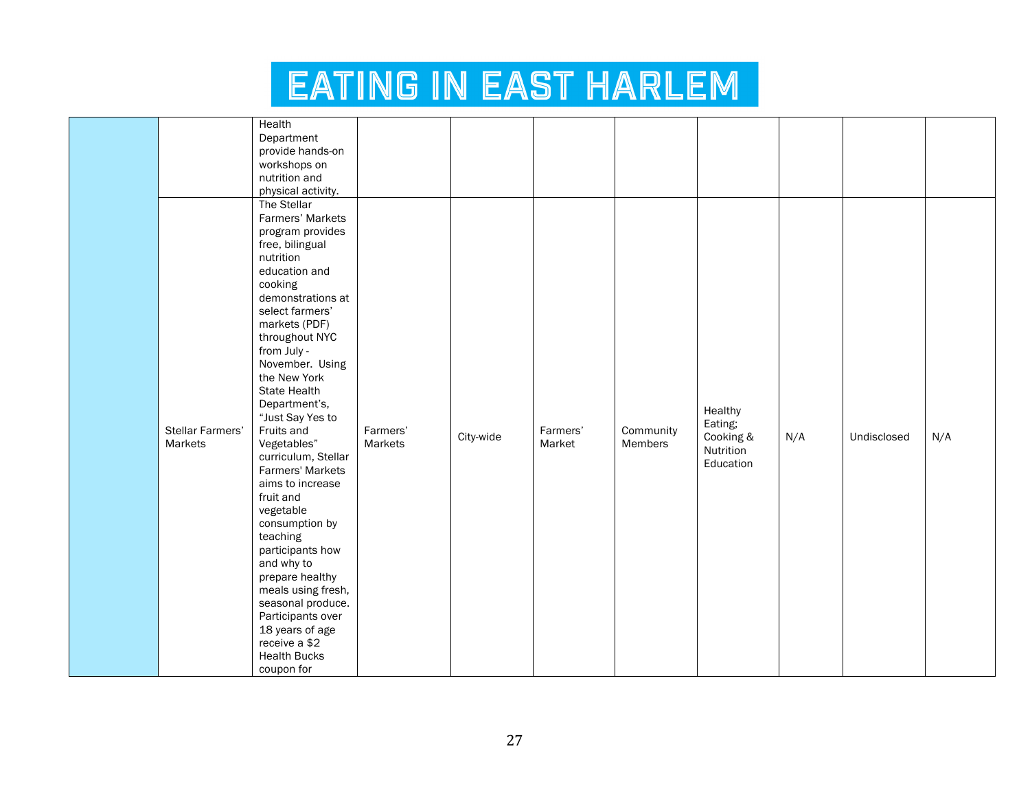# EATING IN EAST HARLEM

| | | | | | | | | | | |
|---|---|---|---|---|---|---|---|---|---|---|
| | | Health Department provide hands-on workshops on nutrition and physical activity. | | | | | | | | |
| | Stellar Farmers' Markets | The Stellar Farmers' Markets program provides free, bilingual nutrition education and cooking demonstrations at select farmers' markets (PDF) throughout NYC from July - November. Using the New York State Health Department's, "Just Say Yes to Fruits and Vegetables" curriculum, Stellar Farmers' Markets aims to increase fruit and vegetable consumption by teaching participants how and why to prepare healthy meals using fresh, seasonal produce. Participants over 18 years of age receive a $2 Health Bucks coupon for | Farmers' Markets | City-wide | Farmers' Market | Community Members | Healthy Eating; Cooking & Nutrition Education | N/A | Undisclosed | N/A |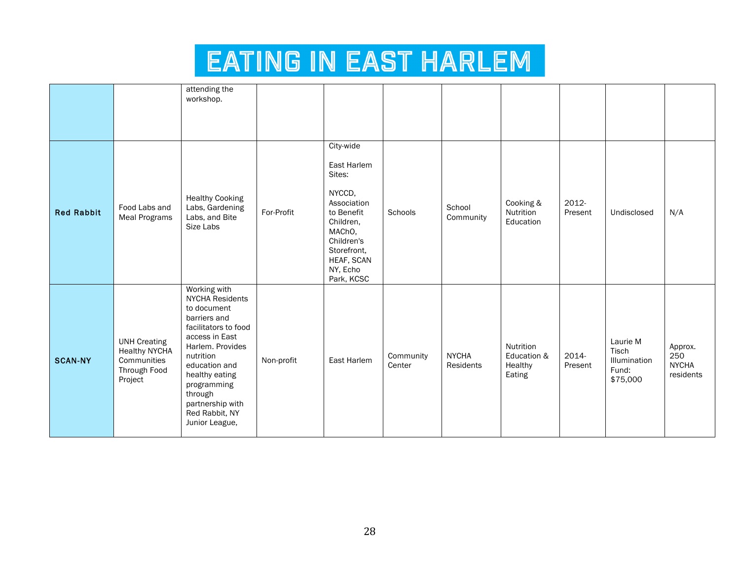# EATING IN EAST HARLEM

| | | | | | | | | | | |
|---|---|---|---|---|---|---|---|---|---|---|
| | | attending the workshop. | | | | | | | | |
| **Red Rabbit** | Food Labs and Meal Programs | Healthy Cooking Labs, Gardening Labs, and Bite Size Labs | For-Profit | City-wide<br><br>East Harlem Sites:<br><br>NYCCD, Association to Benefit Children, MAChO, Children's Storefront, HEAF, SCAN NY, Echo Park, KCSC | Schools | School Community | Cooking & Nutrition Education | 2012-Present | Undisclosed | N/A |
| **SCAN-NY** | UNH Creating Healthy NYCHA Communities Through Food Project | Working with NYCHA Residents to document barriers and facilitators to food access in East Harlem. Provides nutrition education and healthy eating programming through partnership with Red Rabbit, NY Junior League, | Non-profit | East Harlem | Community Center | NYCHA Residents | Nutrition Education & Healthy Eating | 2014-Present | Laurie M Tisch Illumination Fund: $75,000 | Approx. 250 NYCHA residents |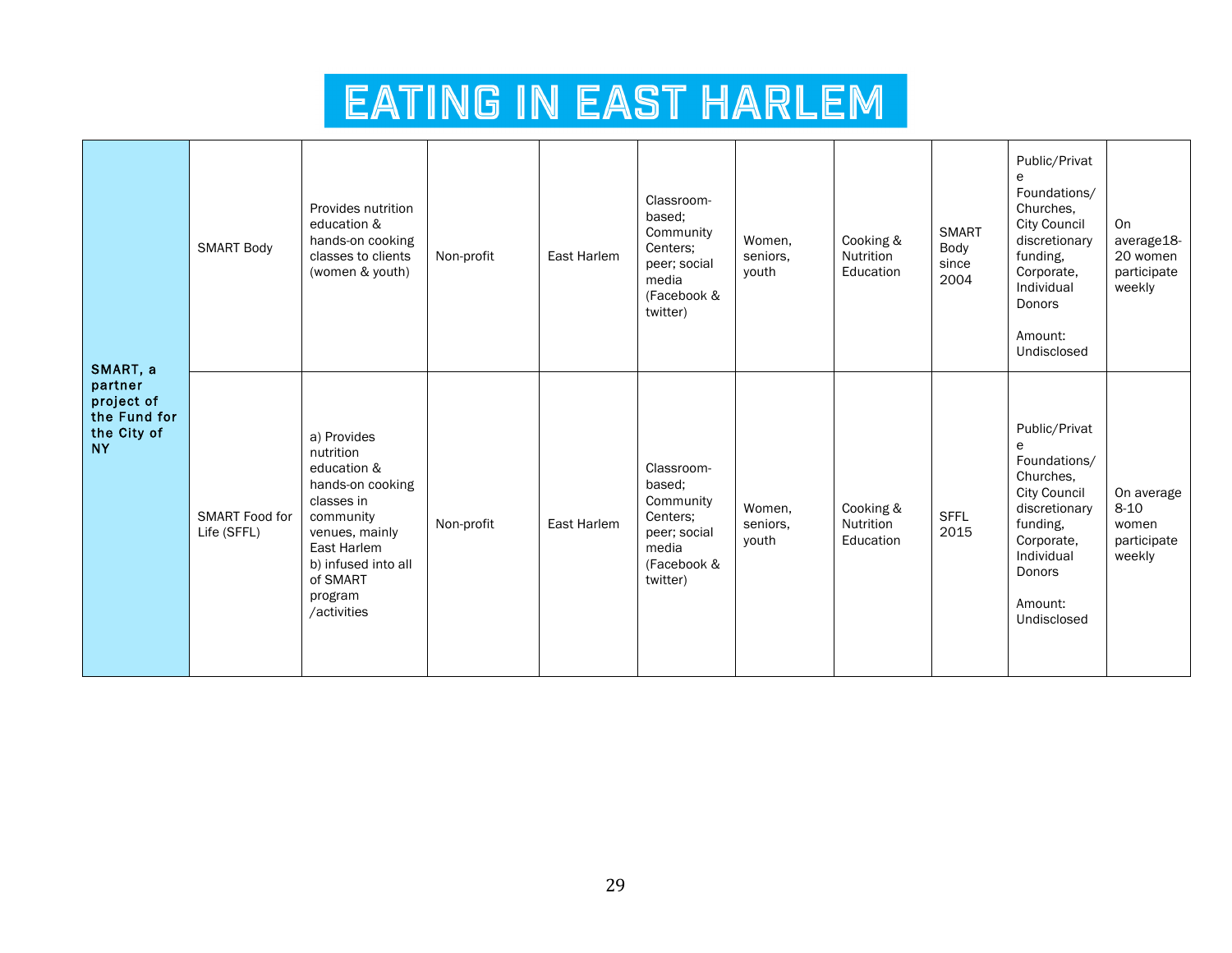# EATING IN EAST HARLEM

| | | | | | | | | | | |
|---|---|---|---|---|---|---|---|---|---|---|
| **SMART, a partner project of the Fund for the City of NY** | SMART Body | Provides nutrition education & hands-on cooking classes to clients (women & youth) | Non-profit | East Harlem | Classroom-based; Community Centers; peer; social media (Facebook & twitter) | Women, seniors, youth | Cooking & Nutrition Education | SMART Body since 2004 | Public/Private Foundations/ Churches, City Council discretionary funding, Corporate, Individual Donors<br><br>Amount: Undisclosed | On average18-20 women participate weekly |
| | SMART Food for Life (SFFL) | a) Provides nutrition education & hands-on cooking classes in community venues, mainly East Harlem<br>b) infused into all of SMART program /activities | Non-profit | East Harlem | Classroom-based; Community Centers; peer; social media (Facebook & twitter) | Women, seniors, youth | Cooking & Nutrition Education | SFFL 2015 | Public/Private Foundations/ Churches, City Council discretionary funding, Corporate, Individual Donors<br><br>Amount: Undisclosed | On average 8-10 women participate weekly |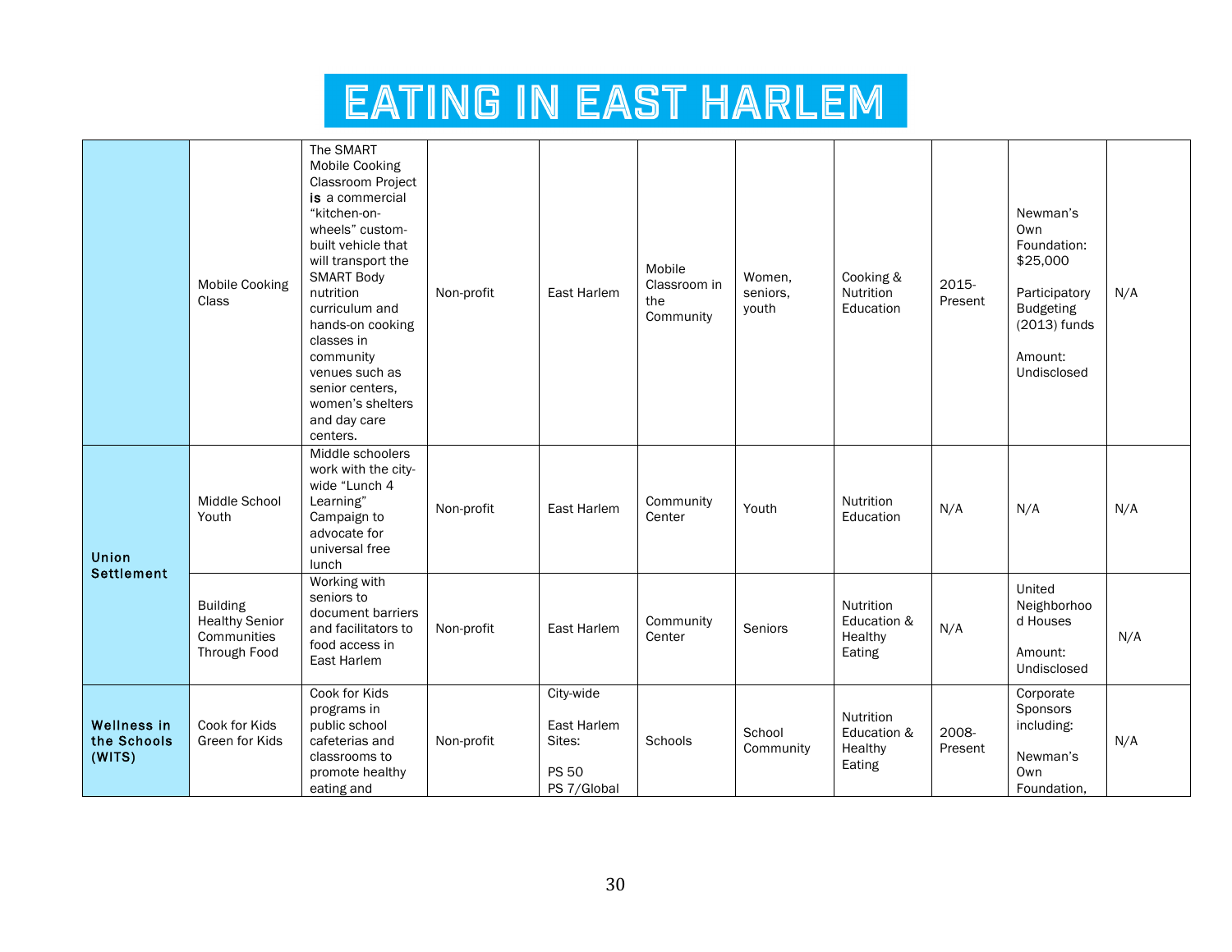# EATING IN EAST HARLEM

| | | | | | | | | | | |
|---|---|---|---|---|---|---|---|---|---|---|
| | Mobile Cooking Class | The SMART Mobile Cooking Classroom Project **is** a commercial "kitchen-on-wheels" custom-built vehicle that will transport the SMART Body nutrition curriculum and hands-on cooking classes in community venues such as senior centers, women's shelters and day care centers. | Non-profit | East Harlem | Mobile Classroom in the Community | Women, seniors, youth | Cooking & Nutrition Education | 2015-Present | Newman's Own Foundation: $25,000<br><br>Participatory Budgeting (2013) funds<br><br>Amount: Undisclosed | N/A |
| **Union Settlement** | Middle School Youth | Middle schoolers work with the city-wide "Lunch 4 Learning" Campaign to advocate for universal free lunch | Non-profit | East Harlem | Community Center | Youth | Nutrition Education | N/A | N/A | N/A |
| | Building Healthy Senior Communities Through Food | Working with seniors to document barriers and facilitators to food access in East Harlem | Non-profit | East Harlem | Community Center | Seniors | Nutrition Education & Healthy Eating | N/A | United Neighborhood Houses<br><br>Amount: Undisclosed | N/A |
| **Wellness in the Schools (WITS)** | Cook for Kids Green for Kids | Cook for Kids programs in public school cafeterias and classrooms to promote healthy eating and | Non-profit | City-wide<br><br>East Harlem Sites:<br><br>PS 50<br>PS 7/Global | Schools | School Community | Nutrition Education & Healthy Eating | 2008-Present | Corporate Sponsors including:<br><br>Newman's Own Foundation, | N/A |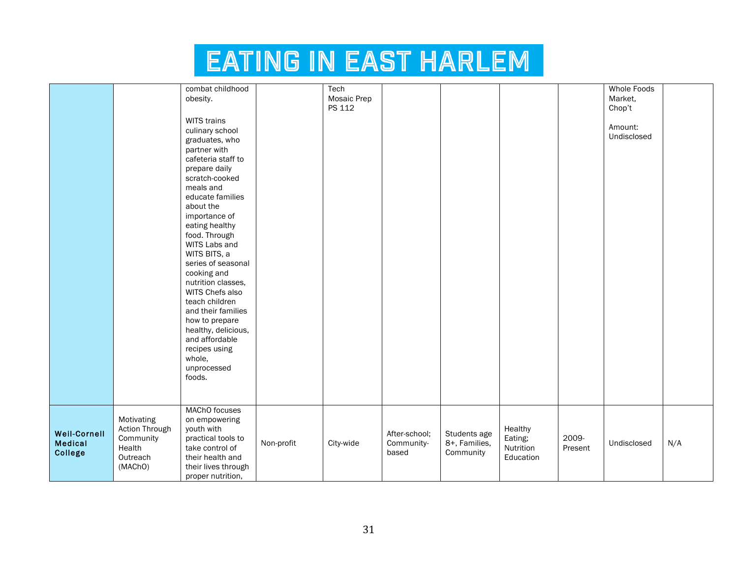# EATING IN EAST HARLEM

| | | | | | | | | | | |
|---|---|---|---|---|---|---|---|---|---|---|
| | | combat childhood obesity. WITS trains culinary school graduates, who partner with cafeteria staff to prepare daily scratch-cooked meals and educate families about the importance of eating healthy food. Through WITS Labs and WITS BITS, a series of seasonal cooking and nutrition classes, WITS Chefs also teach children and their families how to prepare healthy, delicious, and affordable recipes using whole, unprocessed foods. | | Tech Mosaic Prep PS 112 | | | | | Whole Foods Market, Chop't Amount: Undisclosed | |
| **Weill-Cornell Medical College** | Motivating Action Through Community Health Outreach (MAChO) | MAChO focuses on empowering youth with practical tools to take control of their health and their lives through proper nutrition, | Non-profit | City-wide | After-school; Community-based | Students age 8+, Families, Community | Healthy Eating; Nutrition Education | 2009-Present | Undisclosed | N/A |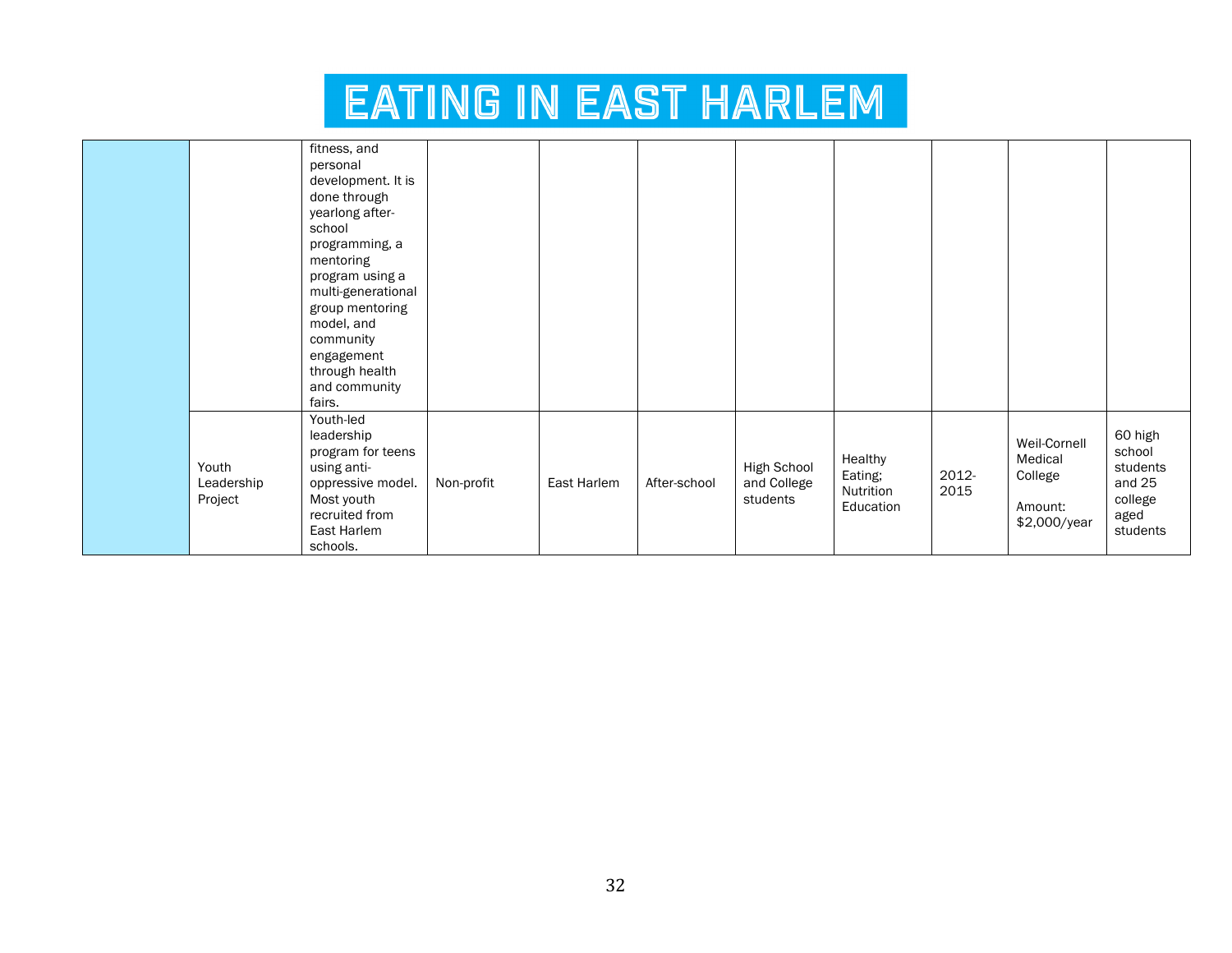# EATING IN EAST HARLEM

| | | | | | | | | | | |
|---|---|---|---|---|---|---|---|---|---|---|
| | | fitness, and personal development. It is done through yearlong after-school programming, a mentoring program using a multi-generational group mentoring model, and community engagement through health and community fairs. | | | | | | | | |
| | Youth Leadership Project | Youth-led leadership program for teens using anti-oppressive model. Most youth recruited from East Harlem schools. | Non-profit | East Harlem | After-school | High School and College students | Healthy Eating; Nutrition Education | 2012-2015 | Weil-Cornell Medical College<br><br>Amount: $2,000/year | 60 high school students and 25 college aged students |